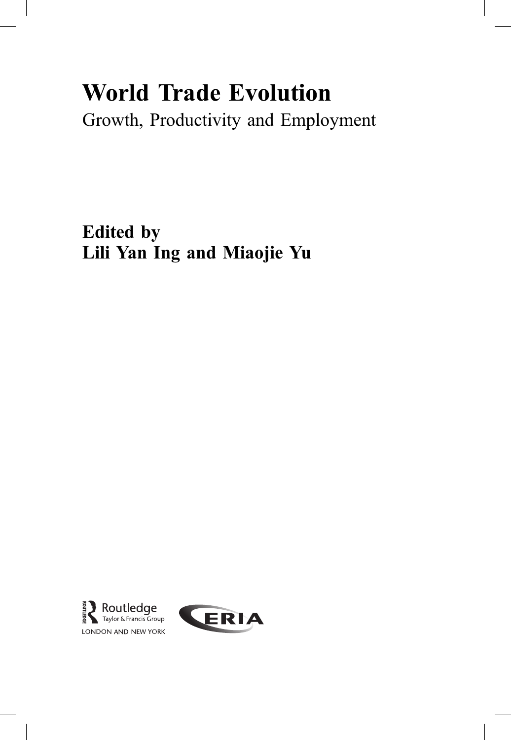# World Trade Evolution

Growth, Productivity and Employment

**Edited by**
**Lili Yan Ing and Miaojie Yu**

Routledge
Taylor & Francis Group
LONDON AND NEW YORK

ERIA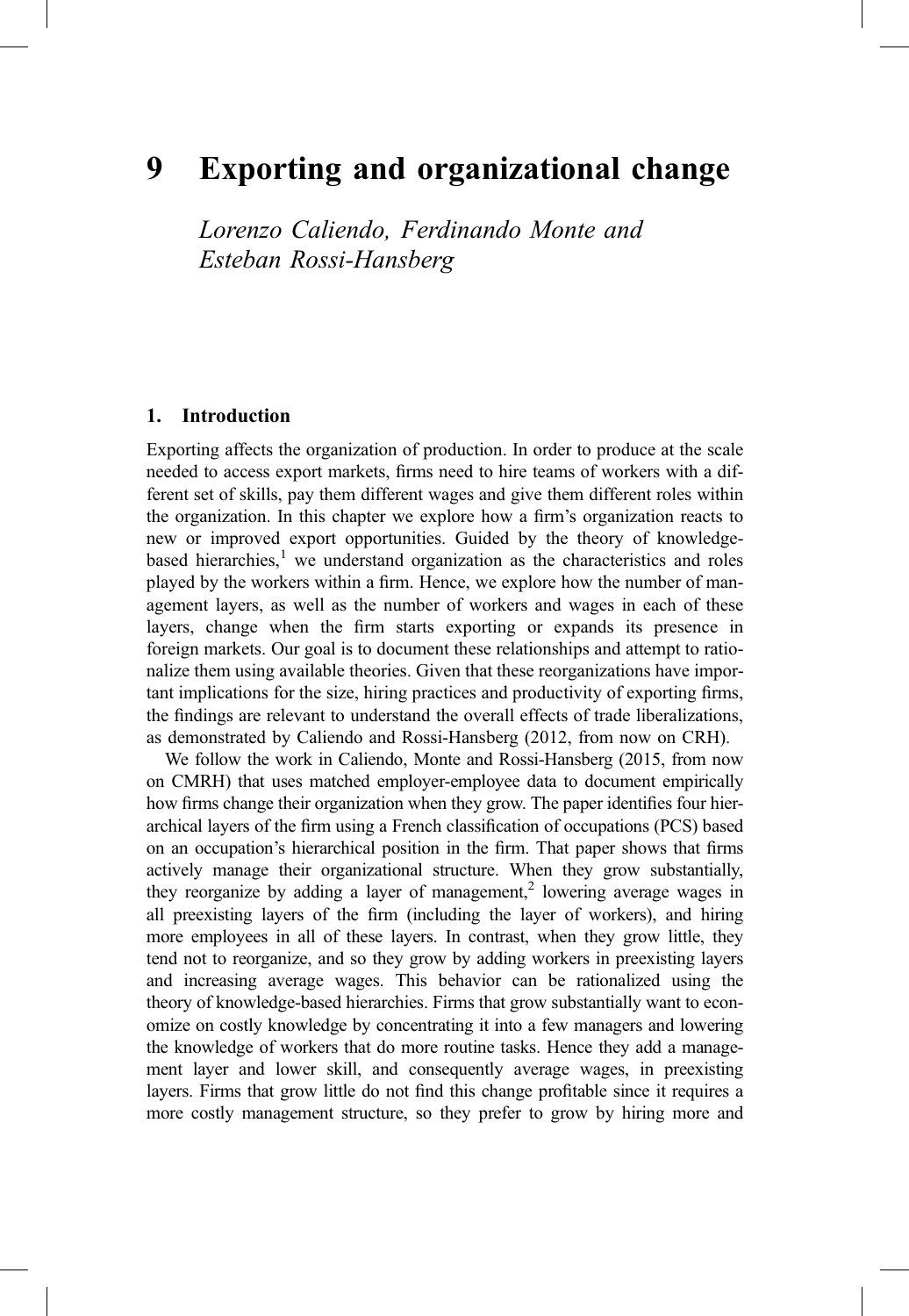# 9 Exporting and organizational change

*Lorenzo Caliendo, Ferdinando Monte and Esteban Rossi-Hansberg*

## 1. Introduction

Exporting affects the organization of production. In order to produce at the scale needed to access export markets, firms need to hire teams of workers with a different set of skills, pay them different wages and give them different roles within the organization. In this chapter we explore how a firm's organization reacts to new or improved export opportunities. Guided by the theory of knowledge-based hierarchies,[1] we understand organization as the characteristics and roles played by the workers within a firm. Hence, we explore how the number of management layers, as well as the number of workers and wages in each of these layers, change when the firm starts exporting or expands its presence in foreign markets. Our goal is to document these relationships and attempt to rationalize them using available theories. Given that these reorganizations have important implications for the size, hiring practices and productivity of exporting firms, the findings are relevant to understand the overall effects of trade liberalizations, as demonstrated by Caliendo and Rossi-Hansberg (2012, from now on CRH).

We follow the work in Caliendo, Monte and Rossi-Hansberg (2015, from now on CMRH) that uses matched employer-employee data to document empirically how firms change their organization when they grow. The paper identifies four hierarchical layers of the firm using a French classification of occupations (PCS) based on an occupation's hierarchical position in the firm. That paper shows that firms actively manage their organizational structure. When they grow substantially, they reorganize by adding a layer of management,[2] lowering average wages in all preexisting layers of the firm (including the layer of workers), and hiring more employees in all of these layers. In contrast, when they grow little, they tend not to reorganize, and so they grow by adding workers in preexisting layers and increasing average wages. This behavior can be rationalized using the theory of knowledge-based hierarchies. Firms that grow substantially want to economize on costly knowledge by concentrating it into a few managers and lowering the knowledge of workers that do more routine tasks. Hence they add a management layer and lower skill, and consequently average wages, in preexisting layers. Firms that grow little do not find this change profitable since it requires a more costly management structure, so they prefer to grow by hiring more and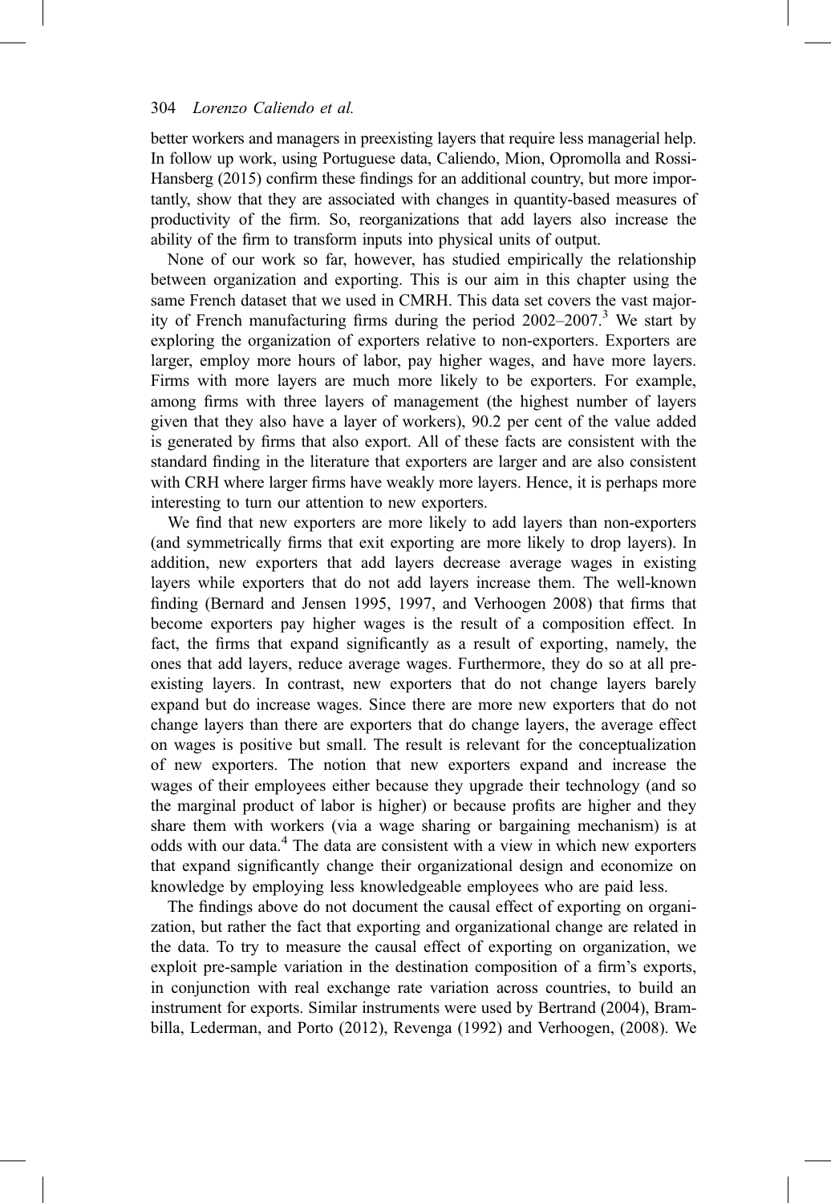better workers and managers in preexisting layers that require less managerial help. In follow up work, using Portuguese data, Caliendo, Mion, Opromolla and Rossi-Hansberg (2015) confirm these findings for an additional country, but more importantly, show that they are associated with changes in quantity-based measures of productivity of the firm. So, reorganizations that add layers also increase the ability of the firm to transform inputs into physical units of output.

None of our work so far, however, has studied empirically the relationship between organization and exporting. This is our aim in this chapter using the same French dataset that we used in CMRH. This data set covers the vast majority of French manufacturing firms during the period 2002–2007.[3] We start by exploring the organization of exporters relative to non-exporters. Exporters are larger, employ more hours of labor, pay higher wages, and have more layers. Firms with more layers are much more likely to be exporters. For example, among firms with three layers of management (the highest number of layers given that they also have a layer of workers), 90.2 per cent of the value added is generated by firms that also export. All of these facts are consistent with the standard finding in the literature that exporters are larger and are also consistent with CRH where larger firms have weakly more layers. Hence, it is perhaps more interesting to turn our attention to new exporters.

We find that new exporters are more likely to add layers than non-exporters (and symmetrically firms that exit exporting are more likely to drop layers). In addition, new exporters that add layers decrease average wages in existing layers while exporters that do not add layers increase them. The well-known finding (Bernard and Jensen 1995, 1997, and Verhoogen 2008) that firms that become exporters pay higher wages is the result of a composition effect. In fact, the firms that expand significantly as a result of exporting, namely, the ones that add layers, reduce average wages. Furthermore, they do so at all preexisting layers. In contrast, new exporters that do not change layers barely expand but do increase wages. Since there are more new exporters that do not change layers than there are exporters that do change layers, the average effect on wages is positive but small. The result is relevant for the conceptualization of new exporters. The notion that new exporters expand and increase the wages of their employees either because they upgrade their technology (and so the marginal product of labor is higher) or because profits are higher and they share them with workers (via a wage sharing or bargaining mechanism) is at odds with our data.[4] The data are consistent with a view in which new exporters that expand significantly change their organizational design and economize on knowledge by employing less knowledgeable employees who are paid less.

The findings above do not document the causal effect of exporting on organization, but rather the fact that exporting and organizational change are related in the data. To try to measure the causal effect of exporting on organization, we exploit pre-sample variation in the destination composition of a firm's exports, in conjunction with real exchange rate variation across countries, to build an instrument for exports. Similar instruments were used by Bertrand (2004), Brambilla, Lederman, and Porto (2012), Revenga (1992) and Verhoogen, (2008). We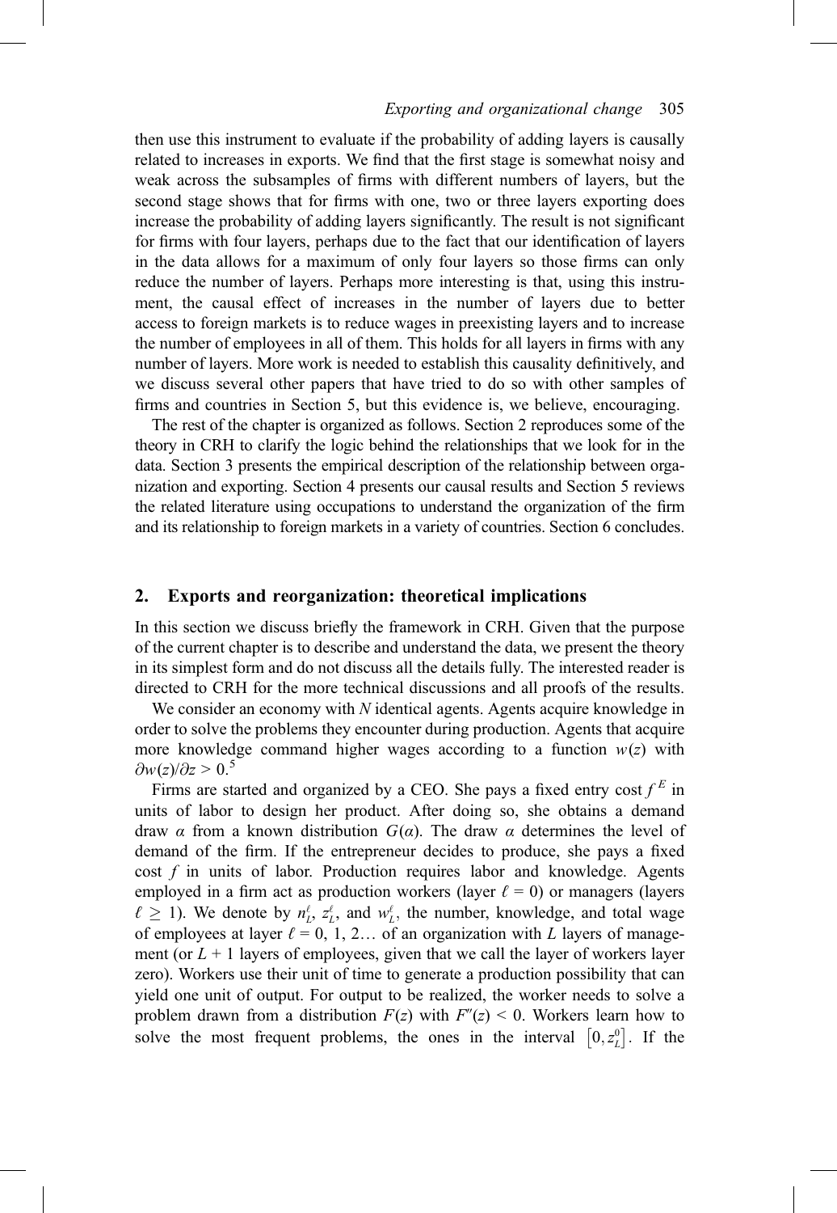then use this instrument to evaluate if the probability of adding layers is causally related to increases in exports. We find that the first stage is somewhat noisy and weak across the subsamples of firms with different numbers of layers, but the second stage shows that for firms with one, two or three layers exporting does increase the probability of adding layers significantly. The result is not significant for firms with four layers, perhaps due to the fact that our identification of layers in the data allows for a maximum of only four layers so those firms can only reduce the number of layers. Perhaps more interesting is that, using this instrument, the causal effect of increases in the number of layers due to better access to foreign markets is to reduce wages in preexisting layers and to increase the number of employees in all of them. This holds for all layers in firms with any number of layers. More work is needed to establish this causality definitively, and we discuss several other papers that have tried to do so with other samples of firms and countries in Section 5, but this evidence is, we believe, encouraging.

The rest of the chapter is organized as follows. Section 2 reproduces some of the theory in CRH to clarify the logic behind the relationships that we look for in the data. Section 3 presents the empirical description of the relationship between organization and exporting. Section 4 presents our causal results and Section 5 reviews the related literature using occupations to understand the organization of the firm and its relationship to foreign markets in a variety of countries. Section 6 concludes.

## 2. Exports and reorganization: theoretical implications

In this section we discuss briefly the framework in CRH. Given that the purpose of the current chapter is to describe and understand the data, we present the theory in its simplest form and do not discuss all the details fully. The interested reader is directed to CRH for the more technical discussions and all proofs of the results.

We consider an economy with $N$ identical agents. Agents acquire knowledge in order to solve the problems they encounter during production. Agents that acquire more knowledge command higher wages according to a function $w(z)$ with $\partial w(z)/\partial z > 0$.[5]

Firms are started and organized by a CEO. She pays a fixed entry cost $f^E$ in units of labor to design her product. After doing so, she obtains a demand draw $\alpha$ from a known distribution $G(\alpha)$. The draw $\alpha$ determines the level of demand of the firm. If the entrepreneur decides to produce, she pays a fixed cost $f$ in units of labor. Production requires labor and knowledge. Agents employed in a firm act as production workers (layer $\ell = 0$) or managers (layers $\ell \geq 1$). We denote by $n_L^\ell$, $z_L^\ell$, and $w_L^\ell$, the number, knowledge, and total wage of employees at layer $\ell = 0, 1, 2\ldots$ of an organization with $L$ layers of management (or $L + 1$ layers of employees, given that we call the layer of workers layer zero). Workers use their unit of time to generate a production possibility that can yield one unit of output. For output to be realized, the worker needs to solve a problem drawn from a distribution $F(z)$ with $F''(z) < 0$. Workers learn how to solve the most frequent problems, the ones in the interval $\left[0, z_L^0\right]$. If the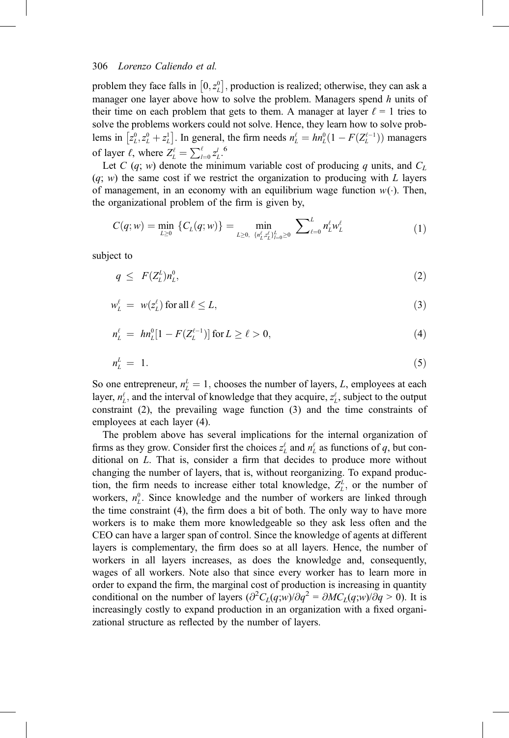problem they face falls in $\left[0, z_L^0\right]$, production is realized; otherwise, they can ask a manager one layer above how to solve the problem. Managers spend $h$ units of their time on each problem that gets to them. A manager at layer $\ell = 1$ tries to solve the problems workers could not solve. Hence, they learn how to solve problems in $\left[z_L^0, z_L^0 + z_L^1\right]$. In general, the firm needs $n_L^\ell = hn_L^0(1 - F(Z_L^{\ell-1}))$ managers of layer $\ell$, where $Z_L^\ell = \sum_{l=0}^{\ell} z_L^l$.[6]

Let $C(q; w)$ denote the minimum variable cost of producing $q$ units, and $C_L(q; w)$ the same cost if we restrict the organization to producing with $L$ layers of management, in an economy with an equilibrium wage function $w(\cdot)$. Then, the organizational problem of the firm is given by,

$$C(q;w) = \min_{L \geq 0} \{C_L(q;w)\} = \min_{L \geq 0,\ \{n_L^\ell, z_L^\ell\}_{l=0}^{L} \geq 0} \sum_{\ell=0}^{L} n_L^\ell w_L^\ell \tag{1}$$

subject to

$$q \leq F(Z_L^L) n_L^0, \tag{2}$$

$$w_L^\ell = w(z_L^\ell) \text{ for all } \ell \leq L, \tag{3}$$

$$n_L^\ell = hn_L^0[1 - F(Z_L^{\ell-1})] \text{ for } L \geq \ell > 0, \tag{4}$$

$$n_L^L = 1. \tag{5}$$

So one entrepreneur, $n_L^L = 1$, chooses the number of layers, $L$, employees at each layer, $n_L^\ell$, and the interval of knowledge that they acquire, $z_L^\ell$, subject to the output constraint (2), the prevailing wage function (3) and the time constraints of employees at each layer (4).

The problem above has several implications for the internal organization of firms as they grow. Consider first the choices $z_L^\ell$ and $n_L^\ell$ as functions of $q$, but conditional on $L$. That is, consider a firm that decides to produce more without changing the number of layers, that is, without reorganizing. To expand production, the firm needs to increase either total knowledge, $Z_L^L$, or the number of workers, $n_L^0$. Since knowledge and the number of workers are linked through the time constraint (4), the firm does a bit of both. The only way to have more workers is to make them more knowledgeable so they ask less often and the CEO can have a larger span of control. Since the knowledge of agents at different layers is complementary, the firm does so at all layers. Hence, the number of workers in all layers increases, as does the knowledge and, consequently, wages of all workers. Note also that since every worker has to learn more in order to expand the firm, the marginal cost of production is increasing in quantity conditional on the number of layers ($\partial^2 C_L(q;w)/\partial q^2 = \partial MC_L(q;w)/\partial q > 0$). It is increasingly costly to expand production in an organization with a fixed organizational structure as reflected by the number of layers.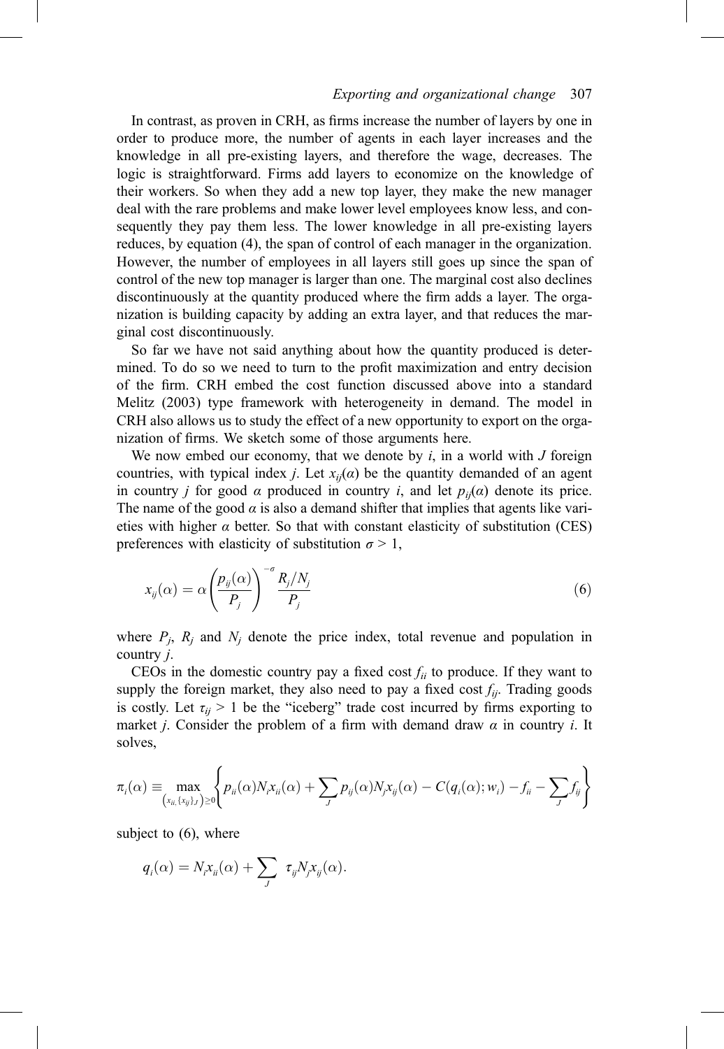In contrast, as proven in CRH, as firms increase the number of layers by one in order to produce more, the number of agents in each layer increases and the knowledge in all pre-existing layers, and therefore the wage, decreases. The logic is straightforward. Firms add layers to economize on the knowledge of their workers. So when they add a new top layer, they make the new manager deal with the rare problems and make lower level employees know less, and consequently they pay them less. The lower knowledge in all pre-existing layers reduces, by equation (4), the span of control of each manager in the organization. However, the number of employees in all layers still goes up since the span of control of the new top manager is larger than one. The marginal cost also declines discontinuously at the quantity produced where the firm adds a layer. The organization is building capacity by adding an extra layer, and that reduces the marginal cost discontinuously.

So far we have not said anything about how the quantity produced is determined. To do so we need to turn to the profit maximization and entry decision of the firm. CRH embed the cost function discussed above into a standard Melitz (2003) type framework with heterogeneity in demand. The model in CRH also allows us to study the effect of a new opportunity to export on the organization of firms. We sketch some of those arguments here.

We now embed our economy, that we denote by $i$, in a world with $J$ foreign countries, with typical index $j$. Let $x_{ij}(\alpha)$ be the quantity demanded of an agent in country $j$ for good $\alpha$ produced in country $i$, and let $p_{ij}(\alpha)$ denote its price. The name of the good $\alpha$ is also a demand shifter that implies that agents like varieties with higher $\alpha$ better. So that with constant elasticity of substitution (CES) preferences with elasticity of substitution $\sigma > 1$,

$$x_{ij}(\alpha) = \alpha \left( \frac{p_{ij}(\alpha)}{P_j} \right)^{-\sigma} \frac{R_j/N_j}{P_j} \tag{6}$$

where $P_j$, $R_j$ and $N_j$ denote the price index, total revenue and population in country $j$.

CEOs in the domestic country pay a fixed cost $f_{ii}$ to produce. If they want to supply the foreign market, they also need to pay a fixed cost $f_{ij}$. Trading goods is costly. Let $\tau_{ij} > 1$ be the "iceberg" trade cost incurred by firms exporting to market $j$. Consider the problem of a firm with demand draw $\alpha$ in country $i$. It solves,

$$\pi_i(\alpha) \equiv \max_{\left(x_{ii},\{x_{ij}\}_J\right)\geq 0} \left\{ p_{ii}(\alpha) N_i x_{ii}(\alpha) + \sum_J p_{ij}(\alpha) N_j x_{ij}(\alpha) - C(q_i(\alpha); w_i) - f_{ii} - \sum_J f_{ij} \right\}$$

subject to (6), where

$$q_i(\alpha) = N_i x_{ii}(\alpha) + \sum_J \tau_{ij} N_j x_{ij}(\alpha).$$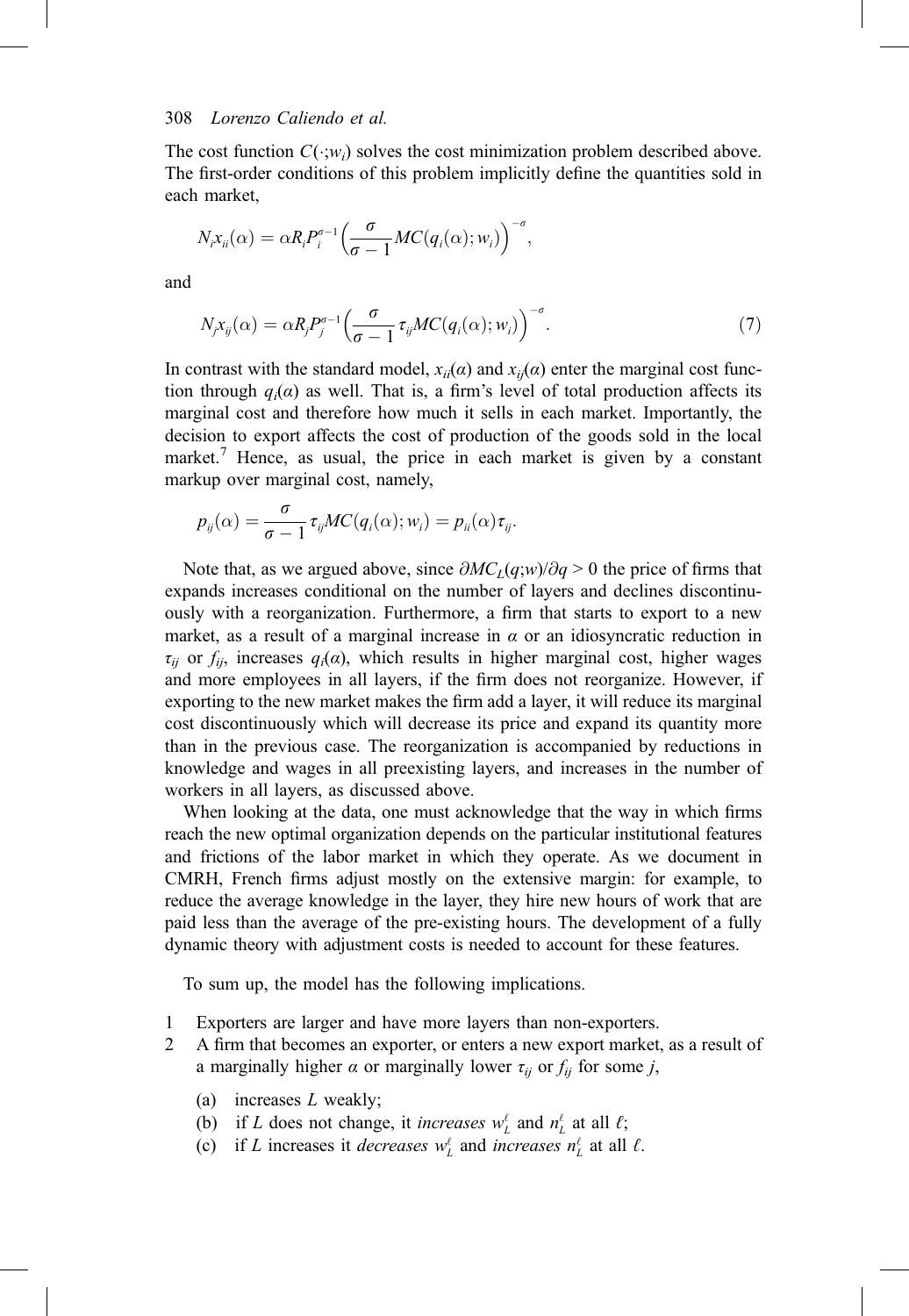The cost function $C(\cdot;w_i)$ solves the cost minimization problem described above. The first-order conditions of this problem implicitly define the quantities sold in each market,

$$N_i x_{ii}(\alpha) = \alpha R_i P_i^{\sigma-1}\left(\frac{\sigma}{\sigma-1}MC(q_i(\alpha);w_i)\right)^{-\sigma},$$

and

$$N_j x_{ij}(\alpha) = \alpha R_j P_j^{\sigma-1}\left(\frac{\sigma}{\sigma-1}\tau_{ij}MC(q_i(\alpha);w_i)\right)^{-\sigma}. \tag{7}$$

In contrast with the standard model, $x_{ii}(\alpha)$ and $x_{ij}(\alpha)$ enter the marginal cost function through $q_i(\alpha)$ as well. That is, a firm's level of total production affects its marginal cost and therefore how much it sells in each market. Importantly, the decision to export affects the cost of production of the goods sold in the local market.[7] Hence, as usual, the price in each market is given by a constant markup over marginal cost, namely,

$$p_{ij}(\alpha) = \frac{\sigma}{\sigma-1}\tau_{ij}MC(q_i(\alpha);w_i) = p_{ii}(\alpha)\tau_{ij}.$$

Note that, as we argued above, since $\partial MC_L(q;w)/\partial q > 0$ the price of firms that expands increases conditional on the number of layers and declines discontinuously with a reorganization. Furthermore, a firm that starts to export to a new market, as a result of a marginal increase in $\alpha$ or an idiosyncratic reduction in $\tau_{ij}$ or $f_{ij}$, increases $q_i(\alpha)$, which results in higher marginal cost, higher wages and more employees in all layers, if the firm does not reorganize. However, if exporting to the new market makes the firm add a layer, it will reduce its marginal cost discontinuously which will decrease its price and expand its quantity more than in the previous case. The reorganization is accompanied by reductions in knowledge and wages in all preexisting layers, and increases in the number of workers in all layers, as discussed above.

When looking at the data, one must acknowledge that the way in which firms reach the new optimal organization depends on the particular institutional features and frictions of the labor market in which they operate. As we document in CMRH, French firms adjust mostly on the extensive margin: for example, to reduce the average knowledge in the layer, they hire new hours of work that are paid less than the average of the pre-existing hours. The development of a fully dynamic theory with adjustment costs is needed to account for these features.

To sum up, the model has the following implications.

1. Exporters are larger and have more layers than non-exporters.
2. A firm that becomes an exporter, or enters a new export market, as a result of a marginally higher $\alpha$ or marginally lower $\tau_{ij}$ or $f_{ij}$ for some $j$,
   (a) increases $L$ weakly;
   (b) if $L$ does not change, it *increases* $w_L^\ell$ and $n_L^\ell$ at all $\ell$;
   (c) if $L$ increases it *decreases* $w_L^\ell$ and *increases* $n_L^\ell$ at all $\ell$.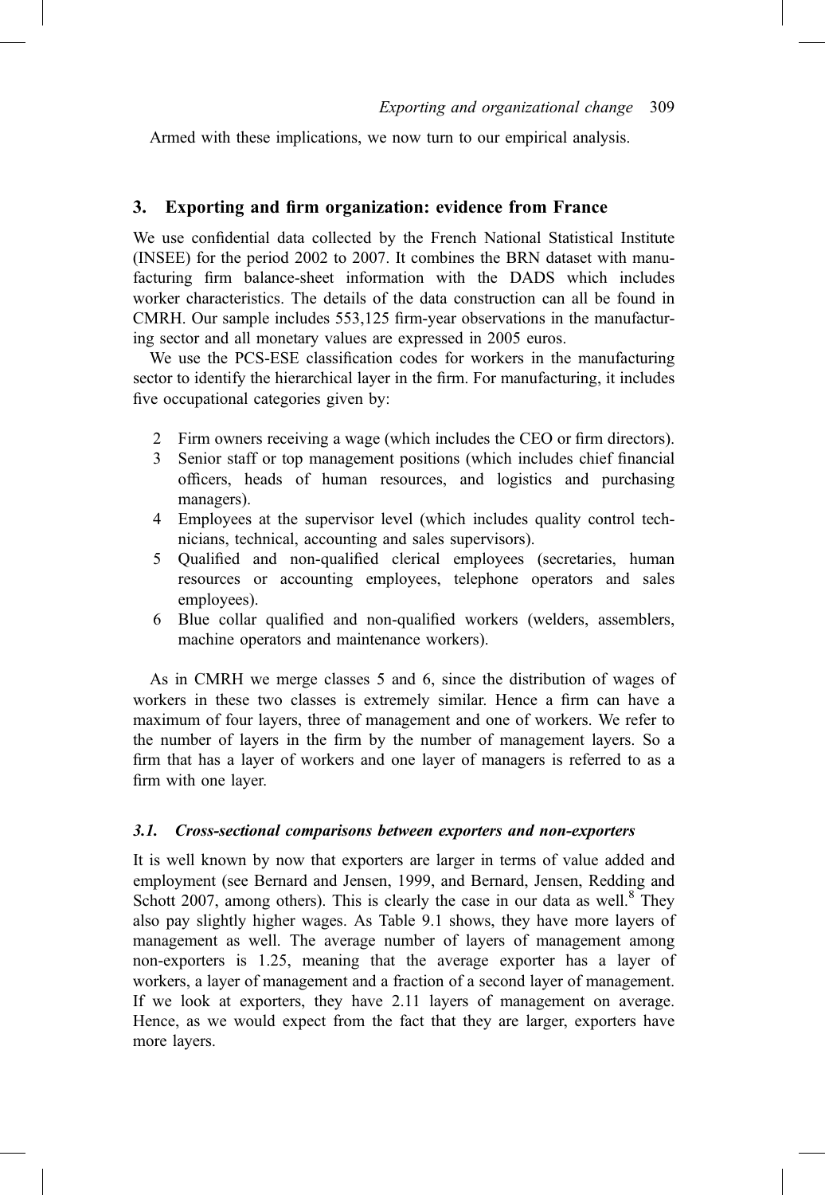Armed with these implications, we now turn to our empirical analysis.

## 3. Exporting and firm organization: evidence from France

We use confidential data collected by the French National Statistical Institute (INSEE) for the period 2002 to 2007. It combines the BRN dataset with manufacturing firm balance-sheet information with the DADS which includes worker characteristics. The details of the data construction can all be found in CMRH. Our sample includes 553,125 firm-year observations in the manufacturing sector and all monetary values are expressed in 2005 euros.

We use the PCS-ESE classification codes for workers in the manufacturing sector to identify the hierarchical layer in the firm. For manufacturing, it includes five occupational categories given by:

2 Firm owners receiving a wage (which includes the CEO or firm directors).
3 Senior staff or top management positions (which includes chief financial officers, heads of human resources, and logistics and purchasing managers).
4 Employees at the supervisor level (which includes quality control technicians, technical, accounting and sales supervisors).
5 Qualified and non-qualified clerical employees (secretaries, human resources or accounting employees, telephone operators and sales employees).
6 Blue collar qualified and non-qualified workers (welders, assemblers, machine operators and maintenance workers).

As in CMRH we merge classes 5 and 6, since the distribution of wages of workers in these two classes is extremely similar. Hence a firm can have a maximum of four layers, three of management and one of workers. We refer to the number of layers in the firm by the number of management layers. So a firm that has a layer of workers and one layer of managers is referred to as a firm with one layer.

### *3.1. Cross-sectional comparisons between exporters and non-exporters*

It is well known by now that exporters are larger in terms of value added and employment (see Bernard and Jensen, 1999, and Bernard, Jensen, Redding and Schott 2007, among others). This is clearly the case in our data as well.[8] They also pay slightly higher wages. As Table 9.1 shows, they have more layers of management as well. The average number of layers of management among non-exporters is 1.25, meaning that the average exporter has a layer of workers, a layer of management and a fraction of a second layer of management. If we look at exporters, they have 2.11 layers of management on average. Hence, as we would expect from the fact that they are larger, exporters have more layers.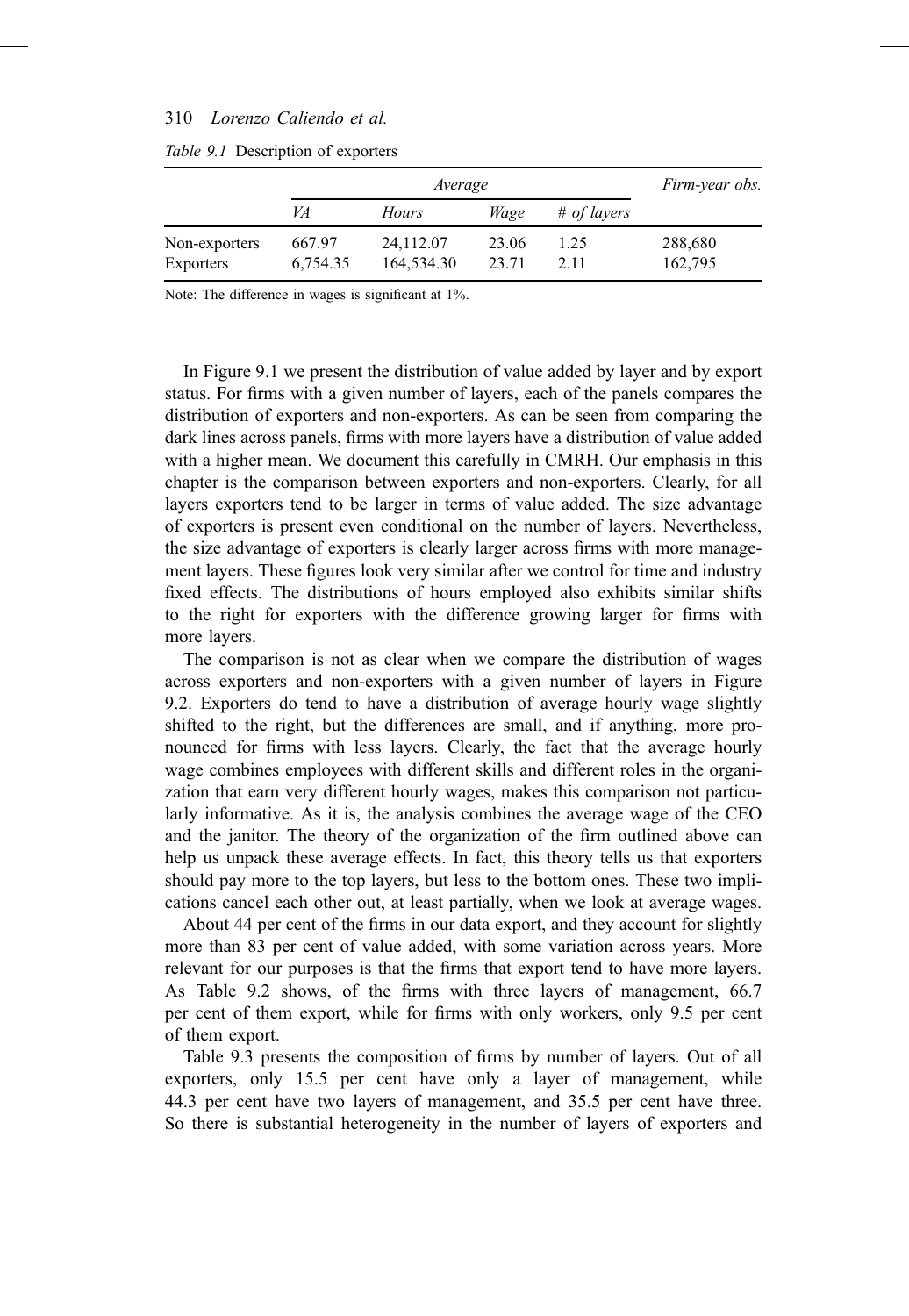*Table 9.1* Description of exporters

| | *Average* | | | | *Firm-year obs.* |
|---|---|---|---|---|---|
| | *VA* | *Hours* | *Wage* | *# of layers* | |
| Non-exporters | 667.97 | 24,112.07 | 23.06 | 1.25 | 288,680 |
| Exporters | 6,754.35 | 164,534.30 | 23.71 | 2.11 | 162,795 |

Note: The difference in wages is significant at 1%.

In Figure 9.1 we present the distribution of value added by layer and by export status. For firms with a given number of layers, each of the panels compares the distribution of exporters and non-exporters. As can be seen from comparing the dark lines across panels, firms with more layers have a distribution of value added with a higher mean. We document this carefully in CMRH. Our emphasis in this chapter is the comparison between exporters and non-exporters. Clearly, for all layers exporters tend to be larger in terms of value added. The size advantage of exporters is present even conditional on the number of layers. Nevertheless, the size advantage of exporters is clearly larger across firms with more management layers. These figures look very similar after we control for time and industry fixed effects. The distributions of hours employed also exhibits similar shifts to the right for exporters with the difference growing larger for firms with more layers.

The comparison is not as clear when we compare the distribution of wages across exporters and non-exporters with a given number of layers in Figure 9.2. Exporters do tend to have a distribution of average hourly wage slightly shifted to the right, but the differences are small, and if anything, more pronounced for firms with less layers. Clearly, the fact that the average hourly wage combines employees with different skills and different roles in the organization that earn very different hourly wages, makes this comparison not particularly informative. As it is, the analysis combines the average wage of the CEO and the janitor. The theory of the organization of the firm outlined above can help us unpack these average effects. In fact, this theory tells us that exporters should pay more to the top layers, but less to the bottom ones. These two implications cancel each other out, at least partially, when we look at average wages.

About 44 per cent of the firms in our data export, and they account for slightly more than 83 per cent of value added, with some variation across years. More relevant for our purposes is that the firms that export tend to have more layers. As Table 9.2 shows, of the firms with three layers of management, 66.7 per cent of them export, while for firms with only workers, only 9.5 per cent of them export.

Table 9.3 presents the composition of firms by number of layers. Out of all exporters, only 15.5 per cent have only a layer of management, while 44.3 per cent have two layers of management, and 35.5 per cent have three. So there is substantial heterogeneity in the number of layers of exporters and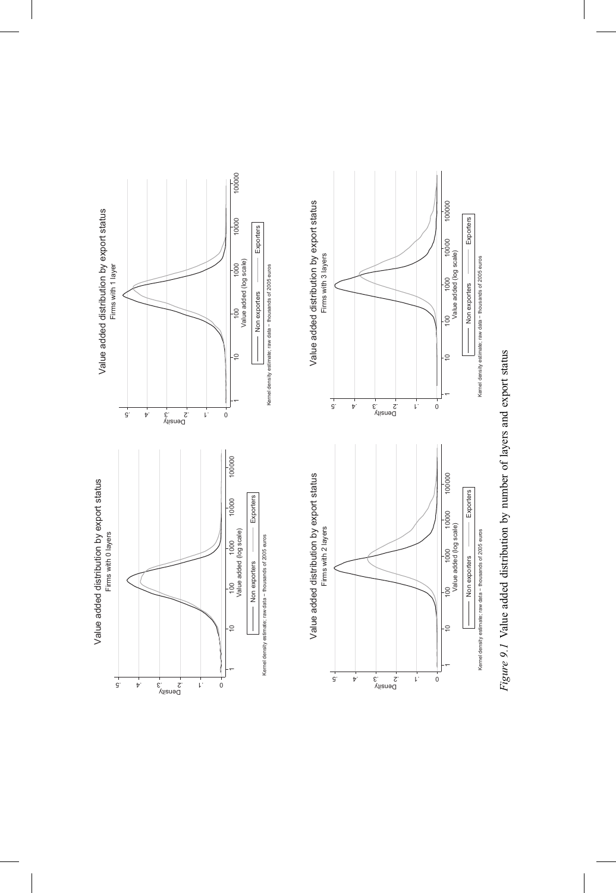Value added distribution by export status
Firms with 0 layers

Value added distribution by export status
Firms with 1 layer

Value added distribution by export status
Firms with 2 layers

Value added distribution by export status
Firms with 3 layers

Kernel density estimate; raw data – thousands of 2005 euros

*Figure 9.1* Value added distribution by number of layers and export status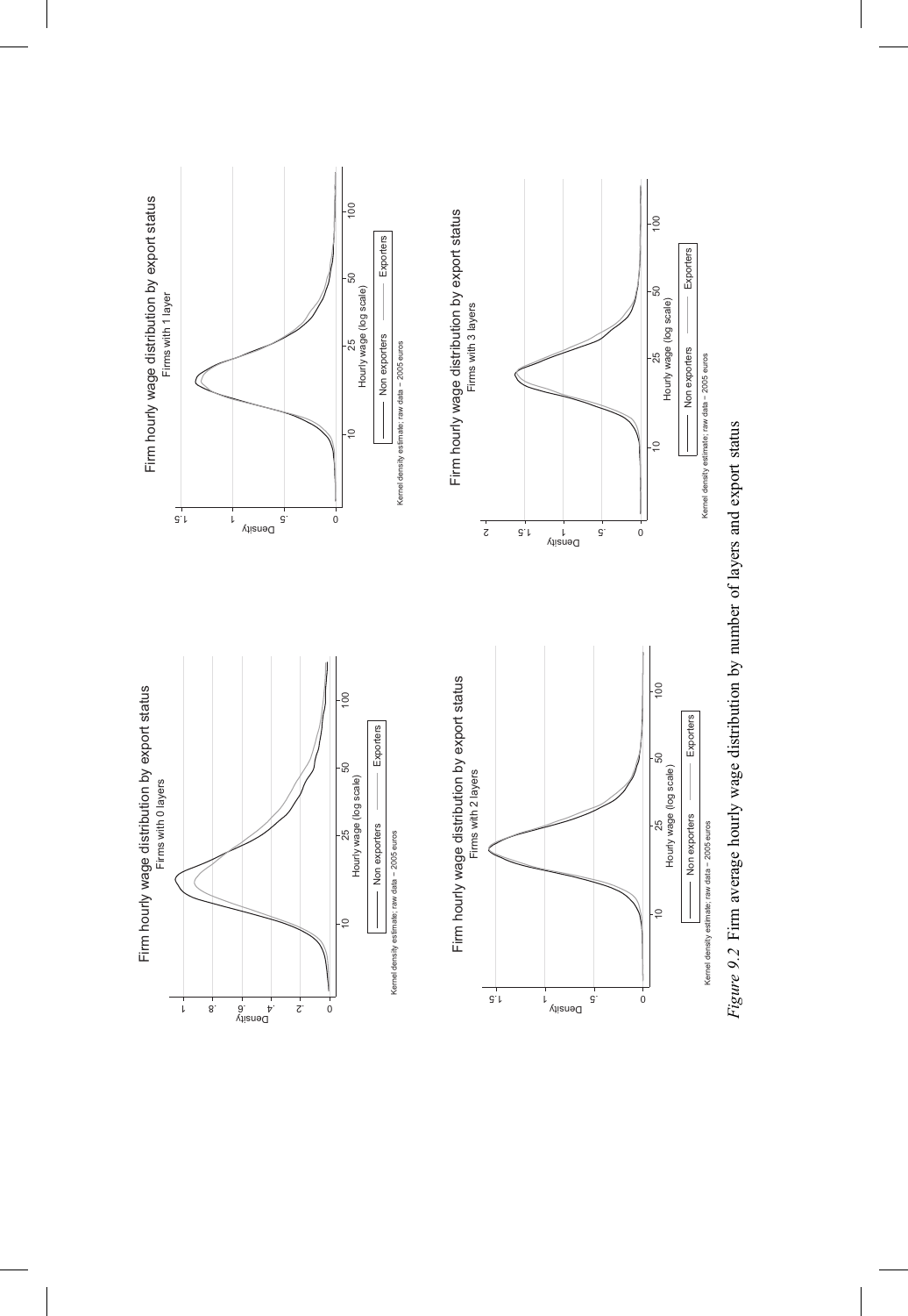*Figure 9.2* Firm average hourly wage distribution by number of layers and export status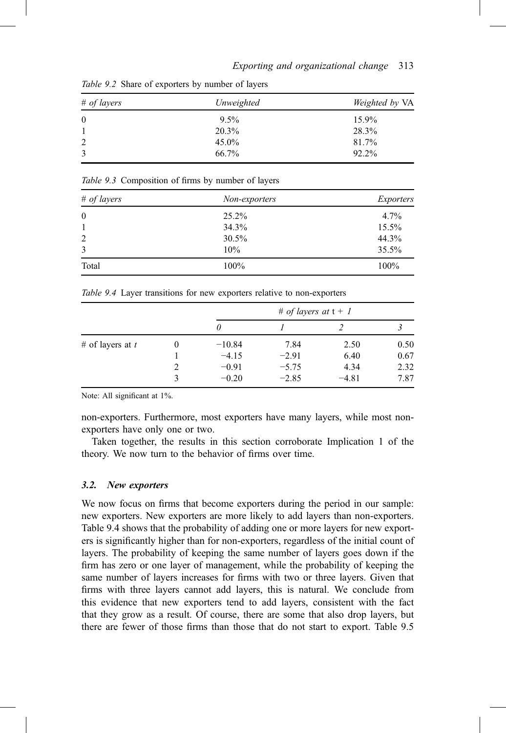*Table 9.2* Share of exporters by number of layers

| *# of layers* | *Unweighted* | *Weighted by* VA |
|---|---|---|
| 0 | 9.5% | 15.9% |
| 1 | 20.3% | 28.3% |
| 2 | 45.0% | 81.7% |
| 3 | 66.7% | 92.2% |

*Table 9.3* Composition of firms by number of layers

| *# of layers* | *Non-exporters* | *Exporters* |
|---|---|---|
| 0 | 25.2% | 4.7% |
| 1 | 34.3% | 15.5% |
| 2 | 30.5% | 44.3% |
| 3 | 10% | 35.5% |
| Total | 100% | 100% |

*Table 9.4* Layer transitions for new exporters relative to non-exporters

| | | *# of layers at* t + *1* | | | |
|---|---|---|---|---|---|
| | | *0* | *1* | *2* | *3* |
| # of layers at $t$ | 0 | −10.84 | 7.84 | 2.50 | 0.50 |
| | 1 | −4.15 | −2.91 | 6.40 | 0.67 |
| | 2 | −0.91 | −5.75 | 4.34 | 2.32 |
| | 3 | −0.20 | −2.85 | −4.81 | 7.87 |

Note: All significant at 1%.

non-exporters. Furthermore, most exporters have many layers, while most non-exporters have only one or two.

Taken together, the results in this section corroborate Implication 1 of the theory. We now turn to the behavior of firms over time.

### *3.2. New exporters*

We now focus on firms that become exporters during the period in our sample: new exporters. New exporters are more likely to add layers than non-exporters. Table 9.4 shows that the probability of adding one or more layers for new exporters is significantly higher than for non-exporters, regardless of the initial count of layers. The probability of keeping the same number of layers goes down if the firm has zero or one layer of management, while the probability of keeping the same number of layers increases for firms with two or three layers. Given that firms with three layers cannot add layers, this is natural. We conclude from this evidence that new exporters tend to add layers, consistent with the fact that they grow as a result. Of course, there are some that also drop layers, but there are fewer of those firms than those that do not start to export. Table 9.5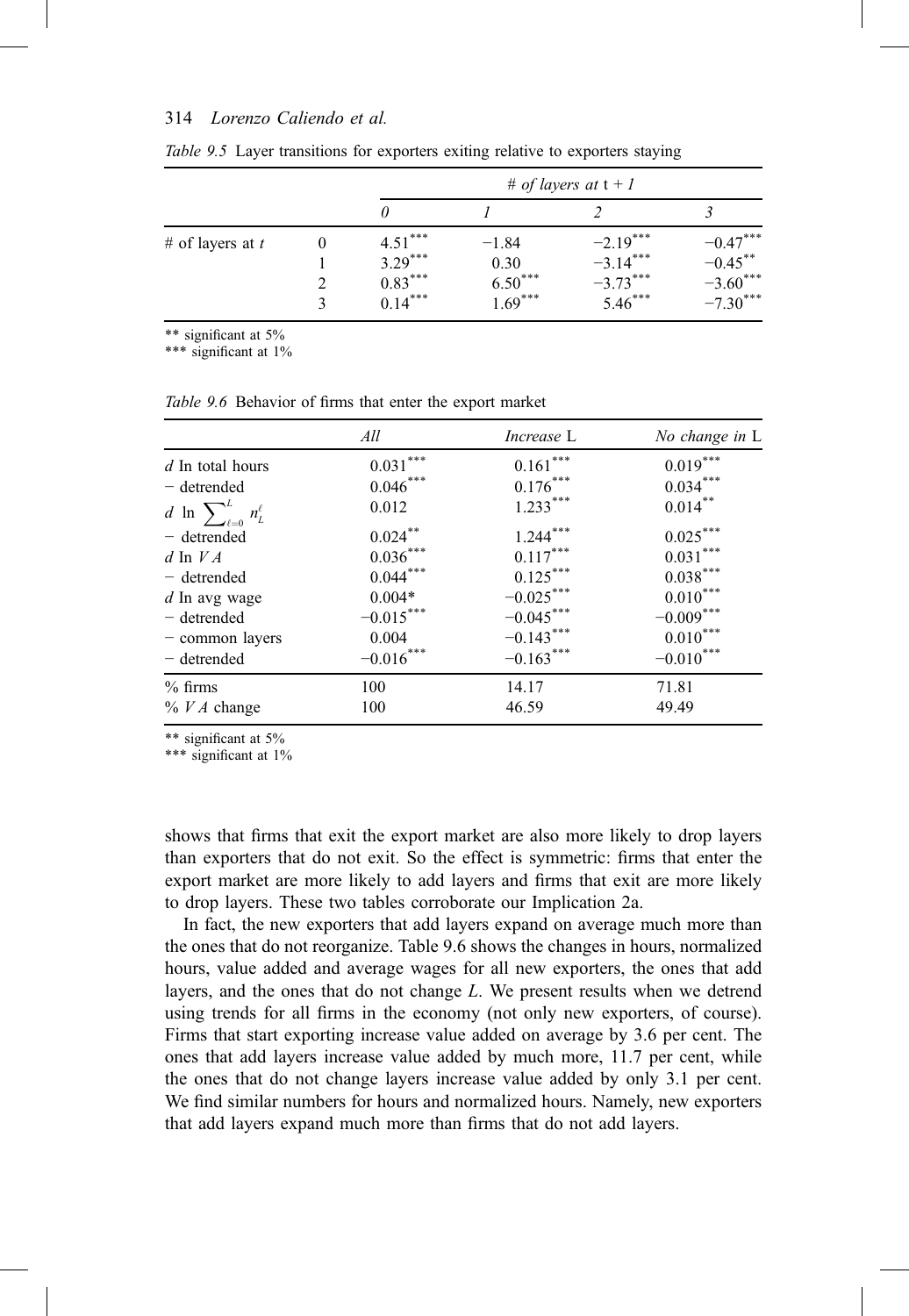*Table 9.5* Layer transitions for exporters exiting relative to exporters staying

| | | *# of layers at* t + 1 | | | |
|---|---|---|---|---|---|
| | | *0* | *1* | *2* | *3* |
| # of layers at $t$ | 0 | $4.51^{***}$ | $-1.84$ | $-2.19^{***}$ | $-0.47^{***}$ |
| | 1 | $3.29^{***}$ | $0.30$ | $-3.14^{***}$ | $-0.45^{**}$ |
| | 2 | $0.83^{***}$ | $6.50^{***}$ | $-3.73^{***}$ | $-3.60^{***}$ |
| | 3 | $0.14^{***}$ | $1.69^{***}$ | $5.46^{***}$ | $-7.30^{***}$ |

** significant at 5%
*** significant at 1%

*Table 9.6* Behavior of firms that enter the export market

| | *All* | *Increase* L | *No change in* L |
|---|---|---|---|
| $d$ ln total hours | $0.031^{***}$ | $0.161^{***}$ | $0.019^{***}$ |
| − detrended | $0.046^{***}$ | $0.176^{***}$ | $0.034^{***}$ |
| $d \ln \sum_{\ell=0}^{L} n_L^{\ell}$ | $0.012$ | $1.233^{***}$ | $0.014^{**}$ |
| − detrended | $0.024^{**}$ | $1.244^{***}$ | $0.025^{***}$ |
| $d$ ln $VA$ | $0.036^{***}$ | $0.117^{***}$ | $0.031^{***}$ |
| − detrended | $0.044^{***}$ | $0.125^{***}$ | $0.038^{***}$ |
| $d$ ln avg wage | $0.004^{*}$ | $-0.025^{***}$ | $0.010^{***}$ |
| − detrended | $-0.015^{***}$ | $-0.045^{***}$ | $-0.009^{***}$ |
| − common layers | $0.004$ | $-0.143^{***}$ | $0.010^{***}$ |
| − detrended | $-0.016^{***}$ | $-0.163^{***}$ | $-0.010^{***}$ |
| % firms | 100 | 14.17 | 71.81 |
| % $VA$ change | 100 | 46.59 | 49.49 |

** significant at 5%
*** significant at 1%

shows that firms that exit the export market are also more likely to drop layers than exporters that do not exit. So the effect is symmetric: firms that enter the export market are more likely to add layers and firms that exit are more likely to drop layers. These two tables corroborate our Implication 2a.

In fact, the new exporters that add layers expand on average much more than the ones that do not reorganize. Table 9.6 shows the changes in hours, normalized hours, value added and average wages for all new exporters, the ones that add layers, and the ones that do not change $L$. We present results when we detrend using trends for all firms in the economy (not only new exporters, of course). Firms that start exporting increase value added on average by 3.6 per cent. The ones that add layers increase value added by much more, 11.7 per cent, while the ones that do not change layers increase value added by only 3.1 per cent. We find similar numbers for hours and normalized hours. Namely, new exporters that add layers expand much more than firms that do not add layers.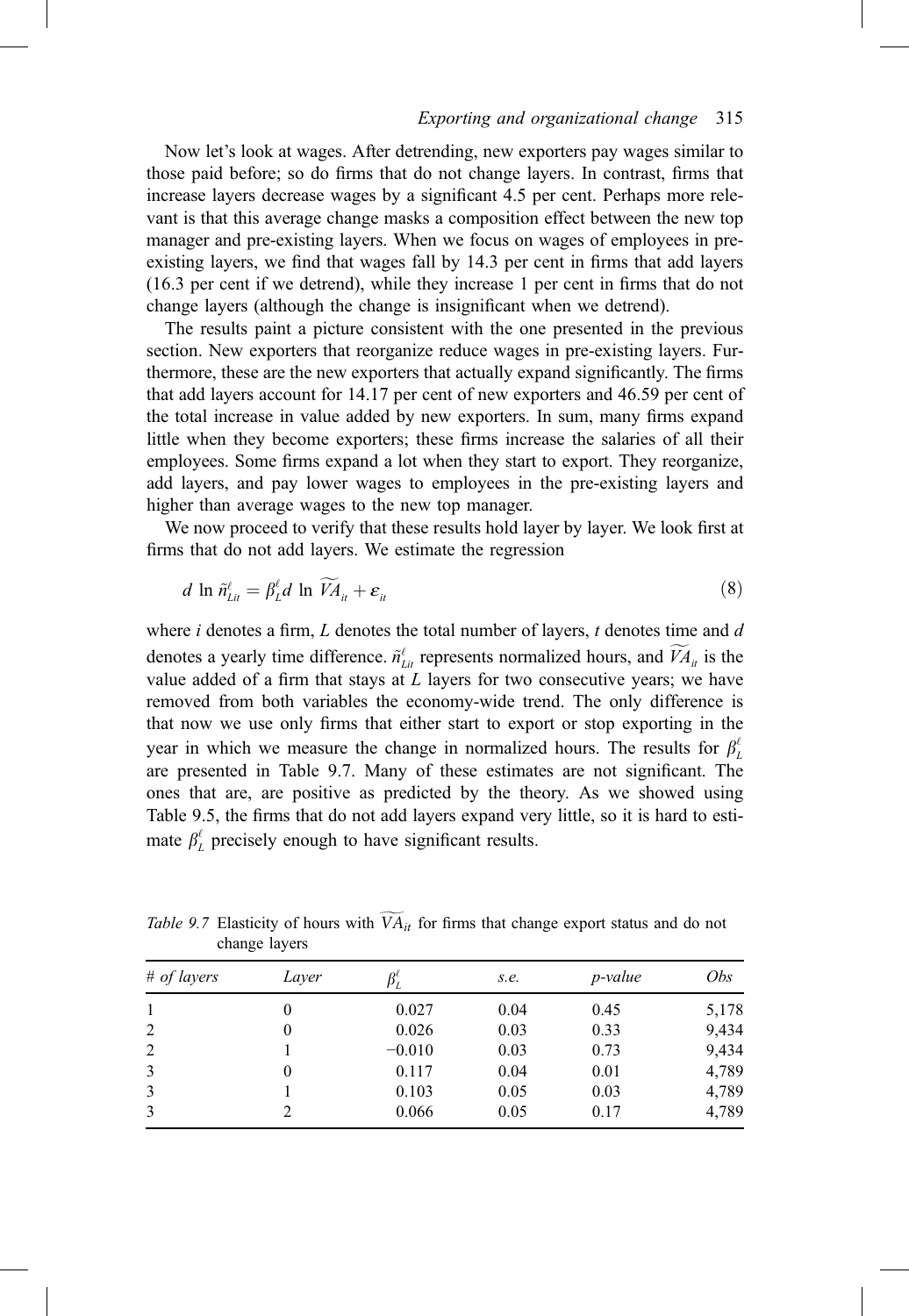Now let's look at wages. After detrending, new exporters pay wages similar to those paid before; so do firms that do not change layers. In contrast, firms that increase layers decrease wages by a significant 4.5 per cent. Perhaps more relevant is that this average change masks a composition effect between the new top manager and pre-existing layers. When we focus on wages of employees in pre-existing layers, we find that wages fall by 14.3 per cent in firms that add layers (16.3 per cent if we detrend), while they increase 1 per cent in firms that do not change layers (although the change is insignificant when we detrend).

The results paint a picture consistent with the one presented in the previous section. New exporters that reorganize reduce wages in pre-existing layers. Furthermore, these are the new exporters that actually expand significantly. The firms that add layers account for 14.17 per cent of new exporters and 46.59 per cent of the total increase in value added by new exporters. In sum, many firms expand little when they become exporters; these firms increase the salaries of all their employees. Some firms expand a lot when they start to export. They reorganize, add layers, and pay lower wages to employees in the pre-existing layers and higher than average wages to the new top manager.

We now proceed to verify that these results hold layer by layer. We look first at firms that do not add layers. We estimate the regression

$$d \ln \tilde{n}^{\ell}_{Lit} = \beta^{\ell}_{L} d \ln \widetilde{VA}_{it} + \varepsilon_{it} \tag{8}$$

where $i$ denotes a firm, $L$ denotes the total number of layers, $t$ denotes time and $d$ denotes a yearly time difference. $\tilde{n}^{\ell}_{Lit}$ represents normalized hours, and $\widetilde{VA}_{it}$ is the value added of a firm that stays at $L$ layers for two consecutive years; we have removed from both variables the economy-wide trend. The only difference is that now we use only firms that either start to export or stop exporting in the year in which we measure the change in normalized hours. The results for $\beta^{\ell}_{L}$ are presented in Table 9.7. Many of these estimates are not significant. The ones that are, are positive as predicted by the theory. As we showed using Table 9.5, the firms that do not add layers expand very little, so it is hard to estimate $\beta^{\ell}_{L}$ precisely enough to have significant results.

*Table 9.7* Elasticity of hours with $\widetilde{VA}_{it}$ for firms that change export status and do not change layers

| *# of layers* | *Layer* | $\beta^{\ell}_{L}$ | *s.e.* | *p-value* | *Obs* |
|---|---|---|---|---|---|
| 1 | 0 | 0.027 | 0.04 | 0.45 | 5,178 |
| 2 | 0 | 0.026 | 0.03 | 0.33 | 9,434 |
| 2 | 1 | −0.010 | 0.03 | 0.73 | 9,434 |
| 3 | 0 | 0.117 | 0.04 | 0.01 | 4,789 |
| 3 | 1 | 0.103 | 0.05 | 0.03 | 4,789 |
| 3 | 2 | 0.066 | 0.05 | 0.17 | 4,789 |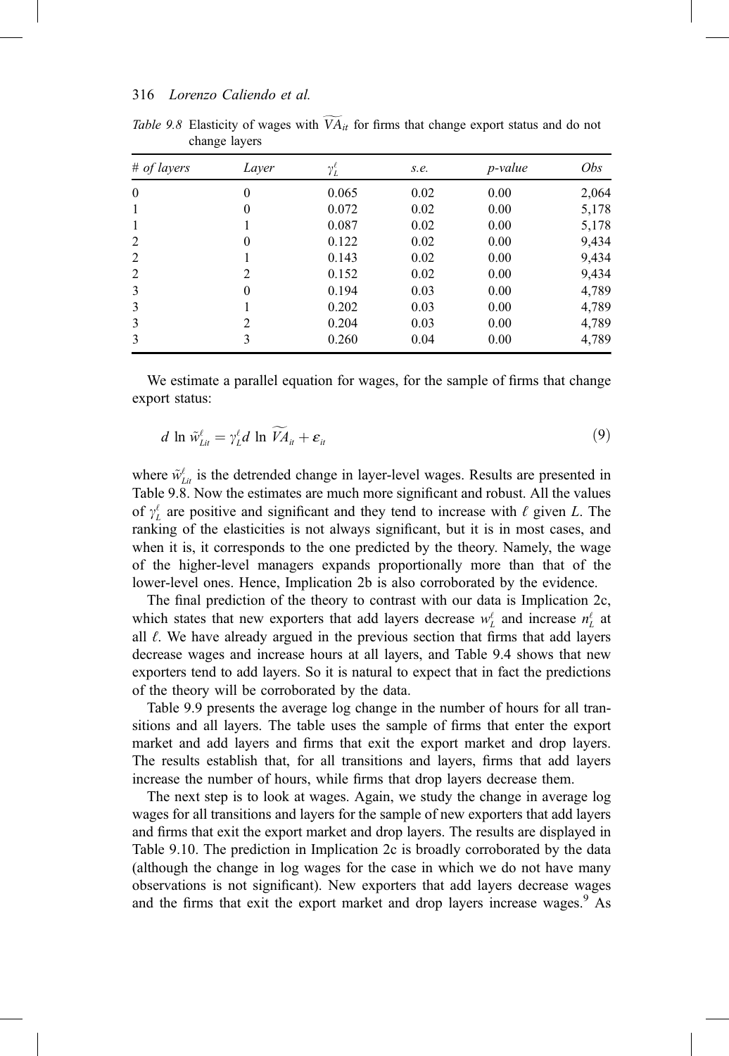*Table 9.8* Elasticity of wages with $\widetilde{VA}_{it}$ for firms that change export status and do not change layers

| # of layers | Layer | $\gamma_L^\ell$ | s.e. | p-value | Obs |
|---|---|---|---|---|---|
| 0 | 0 | 0.065 | 0.02 | 0.00 | 2,064 |
| 1 | 0 | 0.072 | 0.02 | 0.00 | 5,178 |
| 1 | 1 | 0.087 | 0.02 | 0.00 | 5,178 |
| 2 | 0 | 0.122 | 0.02 | 0.00 | 9,434 |
| 2 | 1 | 0.143 | 0.02 | 0.00 | 9,434 |
| 2 | 2 | 0.152 | 0.02 | 0.00 | 9,434 |
| 3 | 0 | 0.194 | 0.03 | 0.00 | 4,789 |
| 3 | 1 | 0.202 | 0.03 | 0.00 | 4,789 |
| 3 | 2 | 0.204 | 0.03 | 0.00 | 4,789 |
| 3 | 3 | 0.260 | 0.04 | 0.00 | 4,789 |

We estimate a parallel equation for wages, for the sample of firms that change export status:

$$d \ln \tilde{w}_{Lit}^{\ell} = \gamma_L^{\ell} d \ln \widetilde{VA}_{it} + \varepsilon_{it} \tag{9}$$

where $\tilde{w}_{Lit}^{\ell}$ is the detrended change in layer-level wages. Results are presented in Table 9.8. Now the estimates are much more significant and robust. All the values of $\gamma_L^{\ell}$ are positive and significant and they tend to increase with $\ell$ given $L$. The ranking of the elasticities is not always significant, but it is in most cases, and when it is, it corresponds to the one predicted by the theory. Namely, the wage of the higher-level managers expands proportionally more than that of the lower-level ones. Hence, Implication 2b is also corroborated by the evidence.

The final prediction of the theory to contrast with our data is Implication 2c, which states that new exporters that add layers decrease $w_L^{\ell}$ and increase $n_L^{\ell}$ at all $\ell$. We have already argued in the previous section that firms that add layers decrease wages and increase hours at all layers, and Table 9.4 shows that new exporters tend to add layers. So it is natural to expect that in fact the predictions of the theory will be corroborated by the data.

Table 9.9 presents the average log change in the number of hours for all transitions and all layers. The table uses the sample of firms that enter the export market and add layers and firms that exit the export market and drop layers. The results establish that, for all transitions and layers, firms that add layers increase the number of hours, while firms that drop layers decrease them.

The next step is to look at wages. Again, we study the change in average log wages for all transitions and layers for the sample of new exporters that add layers and firms that exit the export market and drop layers. The results are displayed in Table 9.10. The prediction in Implication 2c is broadly corroborated by the data (although the change in log wages for the case in which we do not have many observations is not significant). New exporters that add layers decrease wages and the firms that exit the export market and drop layers increase wages.[9] As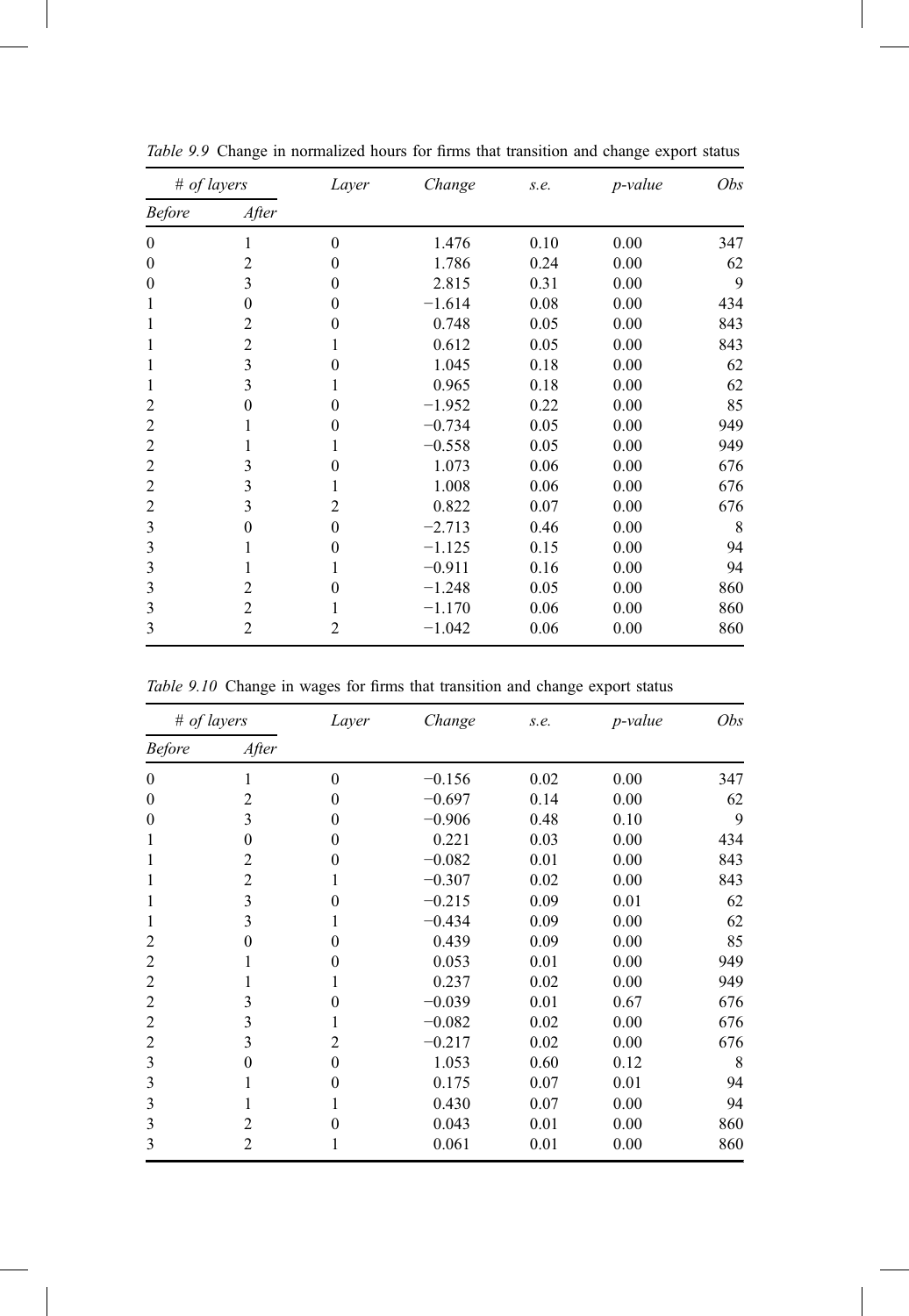*Table 9.9* Change in normalized hours for firms that transition and change export status

| # of layers | | Layer | Change | s.e. | p-value | Obs |
|---|---|---|---|---|---|---|
| Before | After | | | | | |
| 0 | 1 | 0 | 1.476 | 0.10 | 0.00 | 347 |
| 0 | 2 | 0 | 1.786 | 0.24 | 0.00 | 62 |
| 0 | 3 | 0 | 2.815 | 0.31 | 0.00 | 9 |
| 1 | 0 | 0 | −1.614 | 0.08 | 0.00 | 434 |
| 1 | 2 | 0 | 0.748 | 0.05 | 0.00 | 843 |
| 1 | 2 | 1 | 0.612 | 0.05 | 0.00 | 843 |
| 1 | 3 | 0 | 1.045 | 0.18 | 0.00 | 62 |
| 1 | 3 | 1 | 0.965 | 0.18 | 0.00 | 62 |
| 2 | 0 | 0 | −1.952 | 0.22 | 0.00 | 85 |
| 2 | 1 | 0 | −0.734 | 0.05 | 0.00 | 949 |
| 2 | 1 | 1 | −0.558 | 0.05 | 0.00 | 949 |
| 2 | 3 | 0 | 1.073 | 0.06 | 0.00 | 676 |
| 2 | 3 | 1 | 1.008 | 0.06 | 0.00 | 676 |
| 2 | 3 | 2 | 0.822 | 0.07 | 0.00 | 676 |
| 3 | 0 | 0 | −2.713 | 0.46 | 0.00 | 8 |
| 3 | 1 | 0 | −1.125 | 0.15 | 0.00 | 94 |
| 3 | 1 | 1 | −0.911 | 0.16 | 0.00 | 94 |
| 3 | 2 | 0 | −1.248 | 0.05 | 0.00 | 860 |
| 3 | 2 | 1 | −1.170 | 0.06 | 0.00 | 860 |
| 3 | 2 | 2 | −1.042 | 0.06 | 0.00 | 860 |

*Table 9.10* Change in wages for firms that transition and change export status

| # of layers | | Layer | Change | s.e. | p-value | Obs |
|---|---|---|---|---|---|---|
| Before | After | | | | | |
| 0 | 1 | 0 | −0.156 | 0.02 | 0.00 | 347 |
| 0 | 2 | 0 | −0.697 | 0.14 | 0.00 | 62 |
| 0 | 3 | 0 | −0.906 | 0.48 | 0.10 | 9 |
| 1 | 0 | 0 | 0.221 | 0.03 | 0.00 | 434 |
| 1 | 2 | 0 | −0.082 | 0.01 | 0.00 | 843 |
| 1 | 2 | 1 | −0.307 | 0.02 | 0.00 | 843 |
| 1 | 3 | 0 | −0.215 | 0.09 | 0.01 | 62 |
| 1 | 3 | 1 | −0.434 | 0.09 | 0.00 | 62 |
| 2 | 0 | 0 | 0.439 | 0.09 | 0.00 | 85 |
| 2 | 1 | 0 | 0.053 | 0.01 | 0.00 | 949 |
| 2 | 1 | 1 | 0.237 | 0.02 | 0.00 | 949 |
| 2 | 3 | 0 | −0.039 | 0.01 | 0.67 | 676 |
| 2 | 3 | 1 | −0.082 | 0.02 | 0.00 | 676 |
| 2 | 3 | 2 | −0.217 | 0.02 | 0.00 | 676 |
| 3 | 0 | 0 | 1.053 | 0.60 | 0.12 | 8 |
| 3 | 1 | 0 | 0.175 | 0.07 | 0.01 | 94 |
| 3 | 1 | 1 | 0.430 | 0.07 | 0.00 | 94 |
| 3 | 2 | 0 | 0.043 | 0.01 | 0.00 | 860 |
| 3 | 2 | 1 | 0.061 | 0.01 | 0.00 | 860 |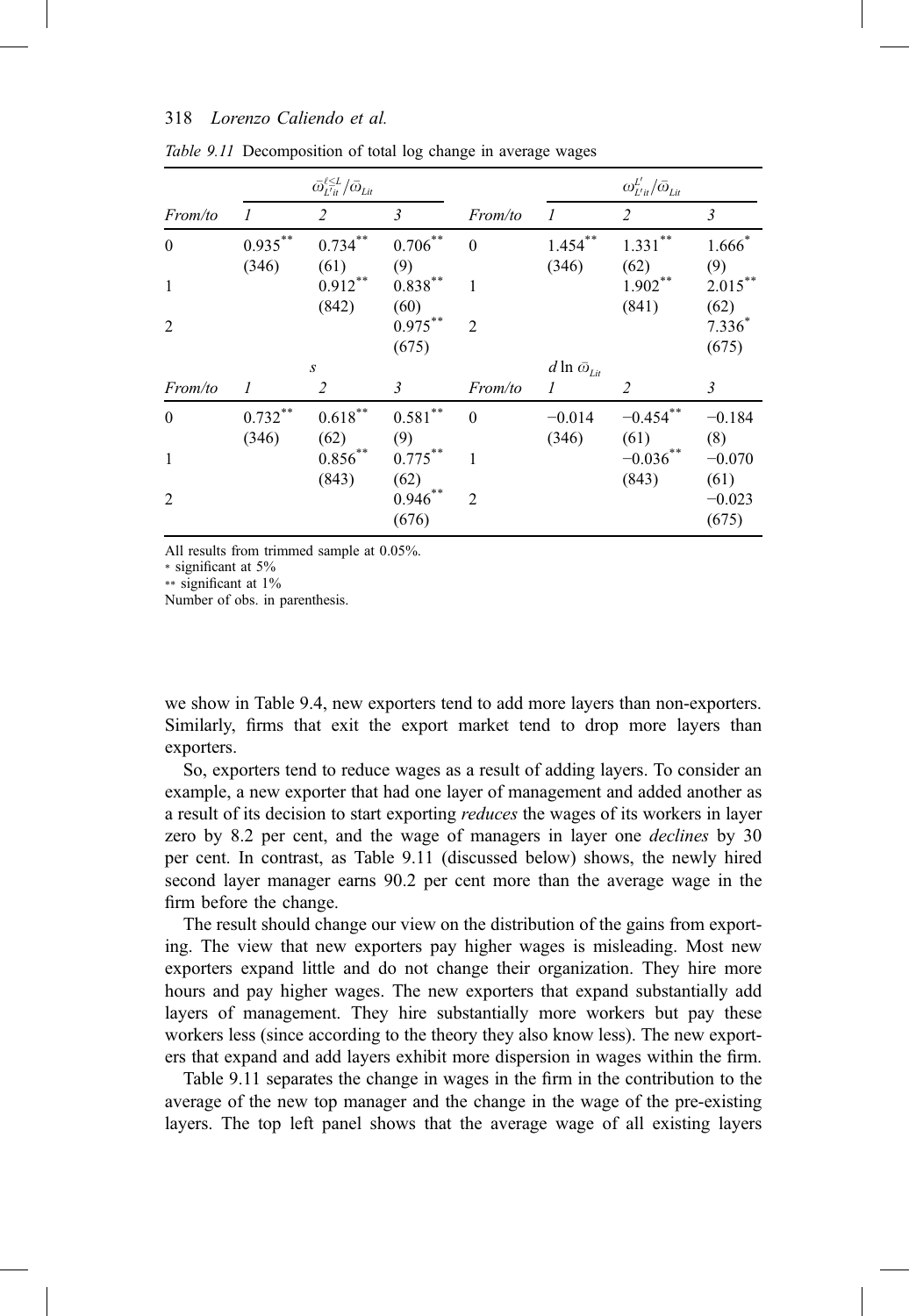*Table 9.11* Decomposition of total log change in average wages

| | $\bar{\omega}^{\ell<L}_{L'it}/\bar{\omega}_{Lit}$ | | | | $\omega^{L'}_{L'it}/\bar{\omega}_{Lit}$ | | |
|---|---|---|---|---|---|---|---|
| *From/to* | *1* | *2* | *3* | *From/to* | *1* | *2* | *3* |
| 0 | 0.935** (346) | 0.734** (61) | 0.706** (9) | 0 | 1.454** (346) | 1.331** (62) | 1.666* (9) |
| 1 | | 0.912** (842) | 0.838** (60) | 1 | | 1.902** (841) | 2.015** (62) |
| 2 | | | 0.975** (675) | 2 | | | 7.336* (675) |
| | *s* | | | | $d \ln \bar{\omega}_{Lit}$ | | |
| *From/to* | *1* | *2* | *3* | *From/to* | *1* | *2* | *3* |
| 0 | 0.732** (346) | 0.618** (62) | 0.581** (9) | 0 | −0.014 (346) | −0.454** (61) | −0.184 (8) |
| 1 | | 0.856** (843) | 0.775** (62) | 1 | | −0.036** (843) | −0.070 (61) |
| 2 | | | 0.946** (676) | 2 | | | −0.023 (675) |

All results from trimmed sample at 0.05%.
\* significant at 5%
\*\* significant at 1%
Number of obs. in parenthesis.

we show in Table 9.4, new exporters tend to add more layers than non-exporters. Similarly, firms that exit the export market tend to drop more layers than exporters.

So, exporters tend to reduce wages as a result of adding layers. To consider an example, a new exporter that had one layer of management and added another as a result of its decision to start exporting *reduces* the wages of its workers in layer zero by 8.2 per cent, and the wage of managers in layer one *declines* by 30 per cent. In contrast, as Table 9.11 (discussed below) shows, the newly hired second layer manager earns 90.2 per cent more than the average wage in the firm before the change.

The result should change our view on the distribution of the gains from exporting. The view that new exporters pay higher wages is misleading. Most new exporters expand little and do not change their organization. They hire more hours and pay higher wages. The new exporters that expand substantially add layers of management. They hire substantially more workers but pay these workers less (since according to the theory they also know less). The new exporters that expand and add layers exhibit more dispersion in wages within the firm.

Table 9.11 separates the change in wages in the firm in the contribution to the average of the new top manager and the change in the wage of the pre-existing layers. The top left panel shows that the average wage of all existing layers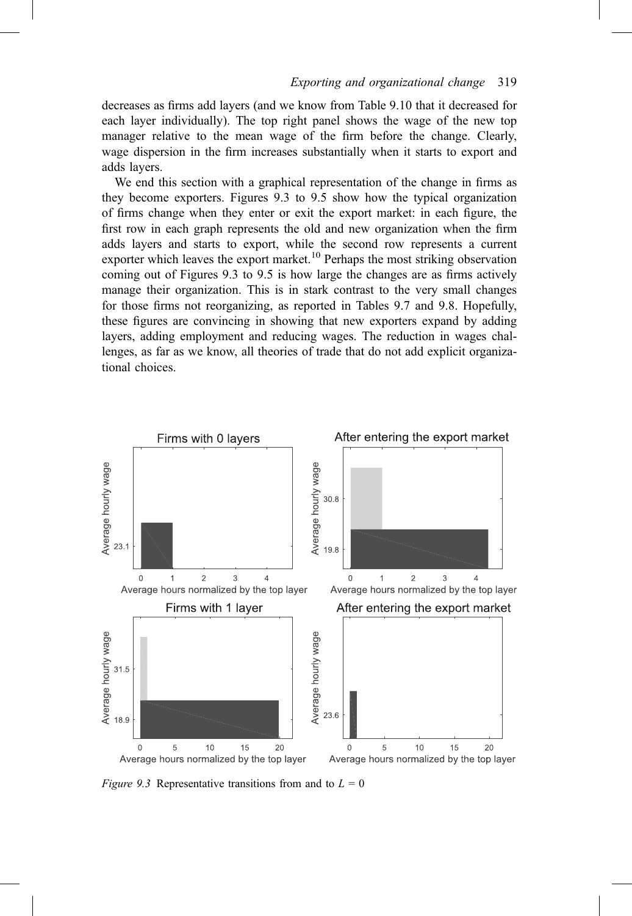decreases as firms add layers (and we know from Table 9.10 that it decreased for each layer individually). The top right panel shows the wage of the new top manager relative to the mean wage of the firm before the change. Clearly, wage dispersion in the firm increases substantially when it starts to export and adds layers.

We end this section with a graphical representation of the change in firms as they become exporters. Figures 9.3 to 9.5 show how the typical organization of firms change when they enter or exit the export market: in each figure, the first row in each graph represents the old and new organization when the firm adds layers and starts to export, while the second row represents a current exporter which leaves the export market.[10] Perhaps the most striking observation coming out of Figures 9.3 to 9.5 is how large the changes are as firms actively manage their organization. This is in stark contrast to the very small changes for those firms not reorganizing, as reported in Tables 9.7 and 9.8. Hopefully, these figures are convincing in showing that new exporters expand by adding layers, adding employment and reducing wages. The reduction in wages challenges, as far as we know, all theories of trade that do not add explicit organizational choices.

*Figure 9.3* Representative transitions from and to $L = 0$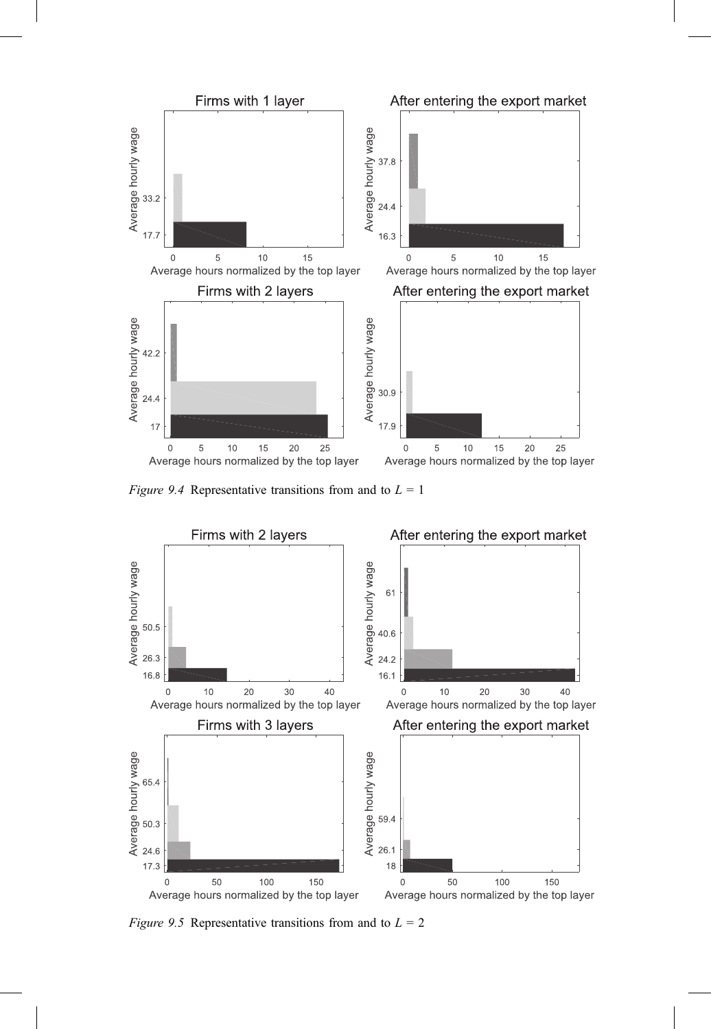*Figure 9.4* Representative transitions from and to $L = 1$

*Figure 9.5* Representative transitions from and to $L = 2$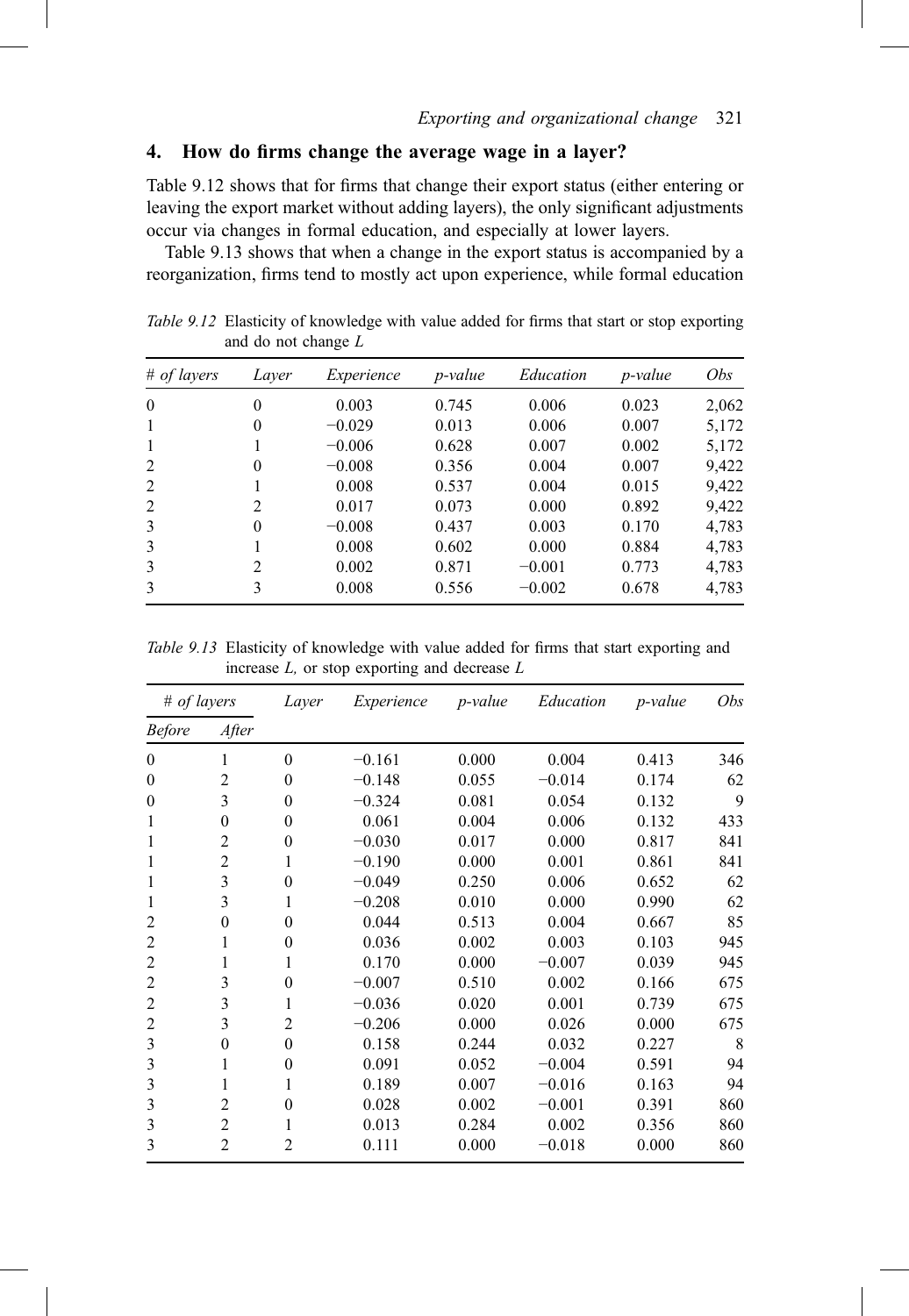## 4. How do firms change the average wage in a layer?

Table 9.12 shows that for firms that change their export status (either entering or leaving the export market without adding layers), the only significant adjustments occur via changes in formal education, and especially at lower layers.

Table 9.13 shows that when a change in the export status is accompanied by a reorganization, firms tend to mostly act upon experience, while formal education

*Table 9.12* Elasticity of knowledge with value added for firms that start or stop exporting and do not change *L*

| *# of layers* | *Layer* | *Experience* | *p-value* | *Education* | *p-value* | *Obs* |
|---|---|---|---|---|---|---|
| 0 | 0 | 0.003 | 0.745 | 0.006 | 0.023 | 2,062 |
| 1 | 0 | −0.029 | 0.013 | 0.006 | 0.007 | 5,172 |
| 1 | 1 | −0.006 | 0.628 | 0.007 | 0.002 | 5,172 |
| 2 | 0 | −0.008 | 0.356 | 0.004 | 0.007 | 9,422 |
| 2 | 1 | 0.008 | 0.537 | 0.004 | 0.015 | 9,422 |
| 2 | 2 | 0.017 | 0.073 | 0.000 | 0.892 | 9,422 |
| 3 | 0 | −0.008 | 0.437 | 0.003 | 0.170 | 4,783 |
| 3 | 1 | 0.008 | 0.602 | 0.000 | 0.884 | 4,783 |
| 3 | 2 | 0.002 | 0.871 | −0.001 | 0.773 | 4,783 |
| 3 | 3 | 0.008 | 0.556 | −0.002 | 0.678 | 4,783 |

*Table 9.13* Elasticity of knowledge with value added for firms that start exporting and increase *L,* or stop exporting and decrease *L*

| *# of layers* | | *Layer* | *Experience* | *p-value* | *Education* | *p-value* | *Obs* |
|---|---|---|---|---|---|---|---|
| *Before* | *After* | | | | | | |
| 0 | 1 | 0 | −0.161 | 0.000 | 0.004 | 0.413 | 346 |
| 0 | 2 | 0 | −0.148 | 0.055 | −0.014 | 0.174 | 62 |
| 0 | 3 | 0 | −0.324 | 0.081 | 0.054 | 0.132 | 9 |
| 1 | 0 | 0 | 0.061 | 0.004 | 0.006 | 0.132 | 433 |
| 1 | 2 | 0 | −0.030 | 0.017 | 0.000 | 0.817 | 841 |
| 1 | 2 | 1 | −0.190 | 0.000 | 0.001 | 0.861 | 841 |
| 1 | 3 | 0 | −0.049 | 0.250 | 0.006 | 0.652 | 62 |
| 1 | 3 | 1 | −0.208 | 0.010 | 0.000 | 0.990 | 62 |
| 2 | 0 | 0 | 0.044 | 0.513 | 0.004 | 0.667 | 85 |
| 2 | 1 | 0 | 0.036 | 0.002 | 0.003 | 0.103 | 945 |
| 2 | 1 | 1 | 0.170 | 0.000 | −0.007 | 0.039 | 945 |
| 2 | 3 | 0 | −0.007 | 0.510 | 0.002 | 0.166 | 675 |
| 2 | 3 | 1 | −0.036 | 0.020 | 0.001 | 0.739 | 675 |
| 2 | 3 | 2 | −0.206 | 0.000 | 0.026 | 0.000 | 675 |
| 3 | 0 | 0 | 0.158 | 0.244 | 0.032 | 0.227 | 8 |
| 3 | 1 | 0 | 0.091 | 0.052 | −0.004 | 0.591 | 94 |
| 3 | 1 | 1 | 0.189 | 0.007 | −0.016 | 0.163 | 94 |
| 3 | 2 | 0 | 0.028 | 0.002 | −0.001 | 0.391 | 860 |
| 3 | 2 | 1 | 0.013 | 0.284 | 0.002 | 0.356 | 860 |
| 3 | 2 | 2 | 0.111 | 0.000 | −0.018 | 0.000 | 860 |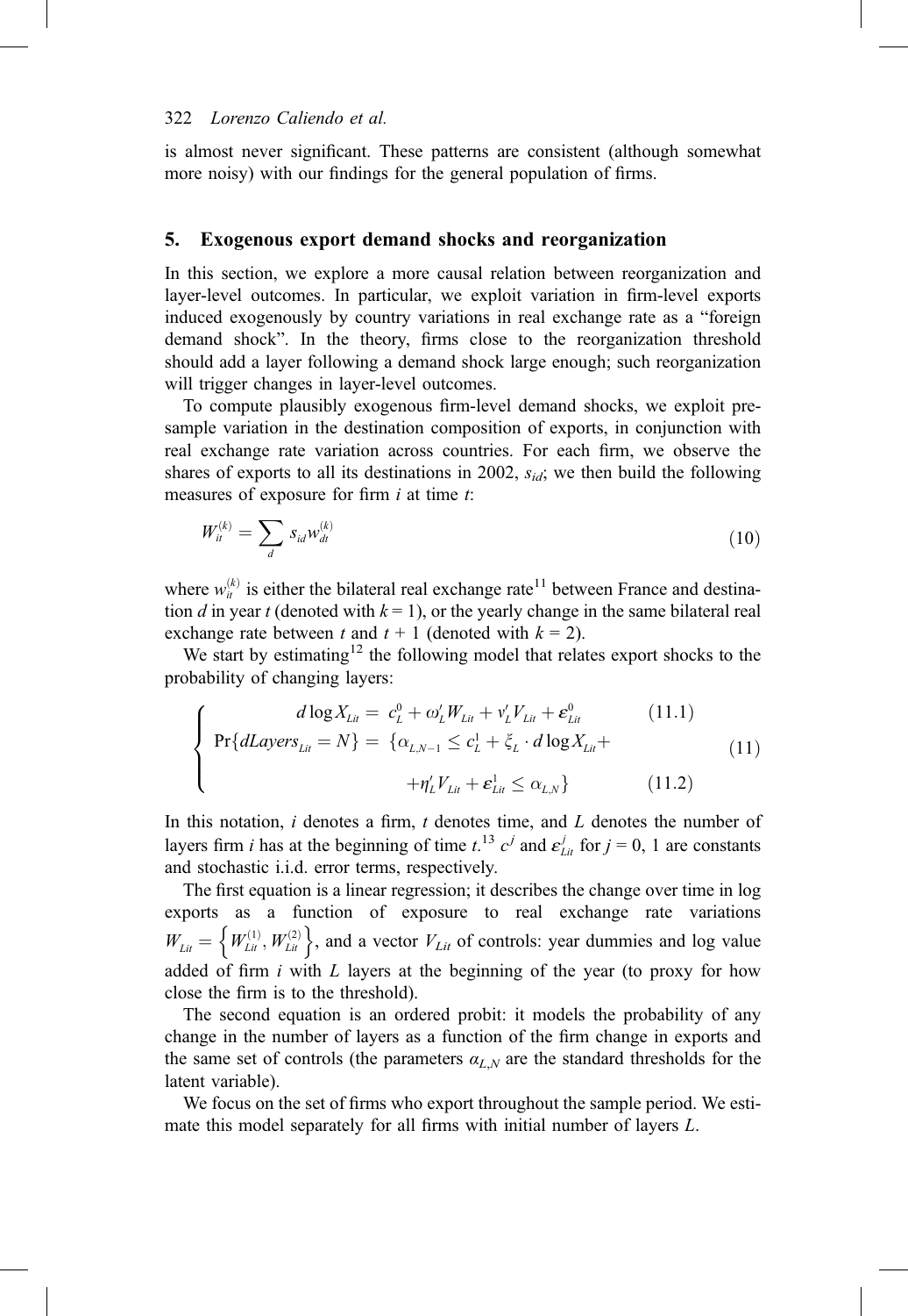is almost never significant. These patterns are consistent (although somewhat more noisy) with our findings for the general population of firms.

## 5. Exogenous export demand shocks and reorganization

In this section, we explore a more causal relation between reorganization and layer-level outcomes. In particular, we exploit variation in firm-level exports induced exogenously by country variations in real exchange rate as a "foreign demand shock". In the theory, firms close to the reorganization threshold should add a layer following a demand shock large enough; such reorganization will trigger changes in layer-level outcomes.

To compute plausibly exogenous firm-level demand shocks, we exploit pre-sample variation in the destination composition of exports, in conjunction with real exchange rate variation across countries. For each firm, we observe the shares of exports to all its destinations in 2002, $s_{id}$; we then build the following measures of exposure for firm $i$ at time $t$:

$$W_{it}^{(k)} = \sum_{d} s_{id} w_{dt}^{(k)} \tag{10}$$

where $w_{it}^{(k)}$ is either the bilateral real exchange rate[11] between France and destination $d$ in year $t$ (denoted with $k = 1$), or the yearly change in the same bilateral real exchange rate between $t$ and $t + 1$ (denoted with $k = 2$).

We start by estimating[12] the following model that relates export shocks to the probability of changing layers:

$$\begin{cases} d\log X_{Lit} = c_L^0 + \omega_L' W_{Lit} + v_L' V_{Lit} + \varepsilon_{Lit}^0 & (11.1) \\ \Pr\{dLayers_{Lit} = N\} = \{\alpha_{L,N-1} \leq c_L^1 + \xi_L \cdot d\log X_{Lit} + & \\ \quad + \eta_L' V_{Lit} + \varepsilon_{Lit}^1 \leq \alpha_{L,N}\} & (11.2) \end{cases} \tag{11}$$

In this notation, $i$ denotes a firm, $t$ denotes time, and $L$ denotes the number of layers firm $i$ has at the beginning of time $t$.[13] $c^j$ and $\varepsilon_{Lit}^j$ for $j = 0, 1$ are constants and stochastic i.i.d. error terms, respectively.

The first equation is a linear regression; it describes the change over time in log exports as a function of exposure to real exchange rate variations $W_{Lit} = \left\{W_{Lit}^{(1)}, W_{Lit}^{(2)}\right\}$, and a vector $V_{Lit}$ of controls: year dummies and log value added of firm $i$ with $L$ layers at the beginning of the year (to proxy for how close the firm is to the threshold).

The second equation is an ordered probit: it models the probability of any change in the number of layers as a function of the firm change in exports and the same set of controls (the parameters $\alpha_{L,N}$ are the standard thresholds for the latent variable).

We focus on the set of firms who export throughout the sample period. We estimate this model separately for all firms with initial number of layers $L$.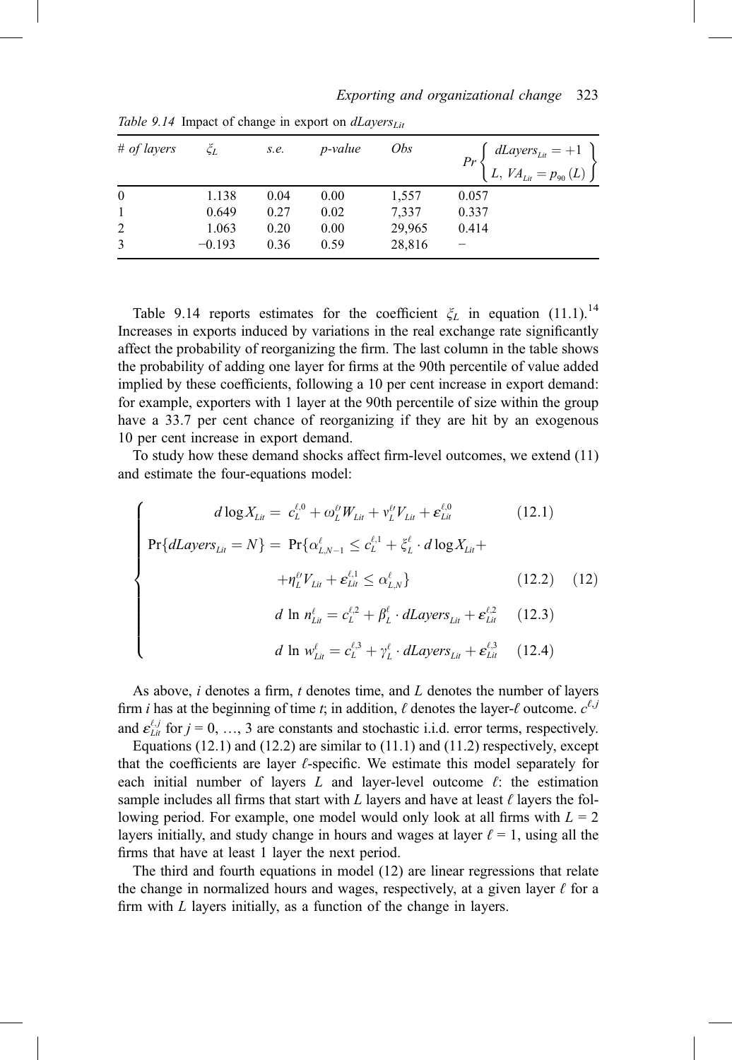*Table 9.14* Impact of change in export on $dLayers_{Lit}$

| # of layers | $\xi_L$ | s.e. | p-value | Obs | $Pr\left\{ \begin{array}{l} dLayers_{Lit} = +1 \\ L,\ VA_{Lit} = p_{90}(L) \end{array} \right\}$ |
|---|---|---|---|---|---|
| 0 | 1.138 | 0.04 | 0.00 | 1,557 | 0.057 |
| 1 | 0.649 | 0.27 | 0.02 | 7,337 | 0.337 |
| 2 | 1.063 | 0.20 | 0.00 | 29,965 | 0.414 |
| 3 | −0.193 | 0.36 | 0.59 | 28,816 | − |

Table 9.14 reports estimates for the coefficient $\xi_L$ in equation (11.1).[14] Increases in exports induced by variations in the real exchange rate significantly affect the probability of reorganizing the firm. The last column in the table shows the probability of adding one layer for firms at the 90th percentile of value added implied by these coefficients, following a 10 per cent increase in export demand: for example, exporters with 1 layer at the 90th percentile of size within the group have a 33.7 per cent chance of reorganizing if they are hit by an exogenous 10 per cent increase in export demand.

To study how these demand shocks affect firm-level outcomes, we extend (11) and estimate the four-equations model:

$$
\begin{cases}
d\log X_{Lit} = c_L^{\ell,0} + \omega_L^{\ell\prime} W_{Lit} + v_L^{\ell\prime} V_{Lit} + \varepsilon_{Lit}^{\ell,0} & (12.1) \\
\Pr\{dLayers_{Lit} = N\} = \Pr\{\alpha_{L,N-1}^{\ell} \leq c_L^{\ell,1} + \xi_L^{\ell} \cdot d\log X_{Lit} + & \\
\qquad + \eta_L^{\ell\prime} V_{Lit} + \varepsilon_{Lit}^{\ell,1} \leq \alpha_{L,N}^{\ell}\} & (12.2) \\
d \ln n_{Lit}^{\ell} = c_L^{\ell,2} + \beta_L^{\ell} \cdot dLayers_{Lit} + \varepsilon_{Lit}^{\ell,2} & (12.3) \\
d \ln w_{Lit}^{\ell} = c_L^{\ell,3} + \gamma_L^{\ell} \cdot dLayers_{Lit} + \varepsilon_{Lit}^{\ell,3} & (12.4)
\end{cases}
\qquad (12)
$$

As above, $i$ denotes a firm, $t$ denotes time, and $L$ denotes the number of layers firm $i$ has at the beginning of time $t$; in addition, $\ell$ denotes the layer-$\ell$ outcome. $c^{\ell,j}$ and $\varepsilon_{Lit}^{\ell,j}$ for $j = 0, \ldots, 3$ are constants and stochastic i.i.d. error terms, respectively.

Equations (12.1) and (12.2) are similar to (11.1) and (11.2) respectively, except that the coefficients are layer $\ell$-specific. We estimate this model separately for each initial number of layers $L$ and layer-level outcome $\ell$: the estimation sample includes all firms that start with $L$ layers and have at least $\ell$ layers the following period. For example, one model would only look at all firms with $L = 2$ layers initially, and study change in hours and wages at layer $\ell = 1$, using all the firms that have at least 1 layer the next period.

The third and fourth equations in model (12) are linear regressions that relate the change in normalized hours and wages, respectively, at a given layer $\ell$ for a firm with $L$ layers initially, as a function of the change in layers.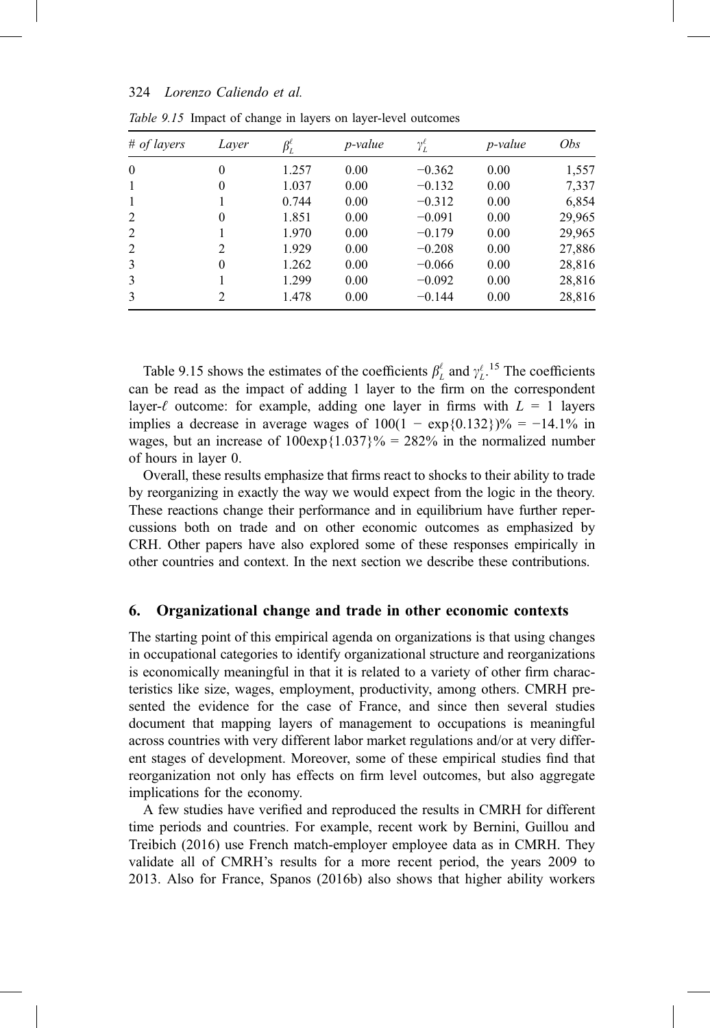*Table 9.15* Impact of change in layers on layer-level outcomes

| *# of layers* | *Layer* | $\beta_L^\ell$ | *p-value* | $\gamma_L^\ell$ | *p-value* | *Obs* |
|---|---|---|---|---|---|---|
| 0 | 0 | 1.257 | 0.00 | −0.362 | 0.00 | 1,557 |
| 1 | 0 | 1.037 | 0.00 | −0.132 | 0.00 | 7,337 |
| 1 | 1 | 0.744 | 0.00 | −0.312 | 0.00 | 6,854 |
| 2 | 0 | 1.851 | 0.00 | −0.091 | 0.00 | 29,965 |
| 2 | 1 | 1.970 | 0.00 | −0.179 | 0.00 | 29,965 |
| 2 | 2 | 1.929 | 0.00 | −0.208 | 0.00 | 27,886 |
| 3 | 0 | 1.262 | 0.00 | −0.066 | 0.00 | 28,816 |
| 3 | 1 | 1.299 | 0.00 | −0.092 | 0.00 | 28,816 |
| 3 | 2 | 1.478 | 0.00 | −0.144 | 0.00 | 28,816 |

Table 9.15 shows the estimates of the coefficients $\beta_L^\ell$ and $\gamma_L^\ell$.[15] The coefficients can be read as the impact of adding 1 layer to the firm on the correspondent layer-$\ell$ outcome: for example, adding one layer in firms with $L = 1$ layers implies a decrease in average wages of $100(1 - \exp\{0.132\})\% = -14.1\%$ in wages, but an increase of $100\exp\{1.037\}\% = 282\%$ in the normalized number of hours in layer 0.

Overall, these results emphasize that firms react to shocks to their ability to trade by reorganizing in exactly the way we would expect from the logic in the theory. These reactions change their performance and in equilibrium have further repercussions both on trade and on other economic outcomes as emphasized by CRH. Other papers have also explored some of these responses empirically in other countries and context. In the next section we describe these contributions.

## 6. Organizational change and trade in other economic contexts

The starting point of this empirical agenda on organizations is that using changes in occupational categories to identify organizational structure and reorganizations is economically meaningful in that it is related to a variety of other firm characteristics like size, wages, employment, productivity, among others. CMRH presented the evidence for the case of France, and since then several studies document that mapping layers of management to occupations is meaningful across countries with very different labor market regulations and/or at very different stages of development. Moreover, some of these empirical studies find that reorganization not only has effects on firm level outcomes, but also aggregate implications for the economy.

A few studies have verified and reproduced the results in CMRH for different time periods and countries. For example, recent work by Bernini, Guillou and Treibich (2016) use French match-employer employee data as in CMRH. They validate all of CMRH's results for a more recent period, the years 2009 to 2013. Also for France, Spanos (2016b) also shows that higher ability workers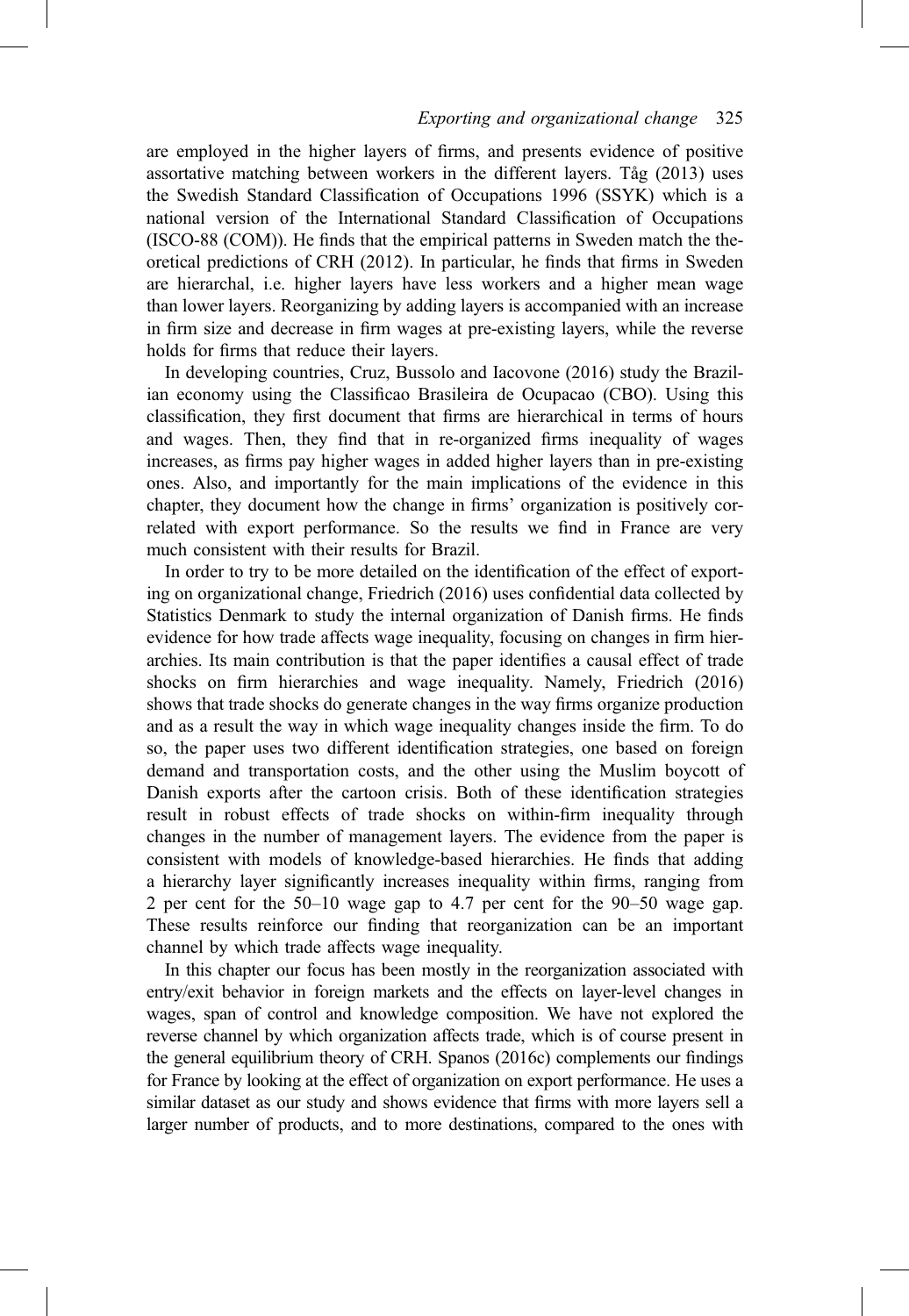are employed in the higher layers of firms, and presents evidence of positive assortative matching between workers in the different layers. Tåg (2013) uses the Swedish Standard Classification of Occupations 1996 (SSYK) which is a national version of the International Standard Classification of Occupations (ISCO-88 (COM)). He finds that the empirical patterns in Sweden match the theoretical predictions of CRH (2012). In particular, he finds that firms in Sweden are hierarchal, i.e. higher layers have less workers and a higher mean wage than lower layers. Reorganizing by adding layers is accompanied with an increase in firm size and decrease in firm wages at pre-existing layers, while the reverse holds for firms that reduce their layers.

In developing countries, Cruz, Bussolo and Iacovone (2016) study the Brazilian economy using the Classificao Brasileira de Ocupacao (CBO). Using this classification, they first document that firms are hierarchical in terms of hours and wages. Then, they find that in re-organized firms inequality of wages increases, as firms pay higher wages in added higher layers than in pre-existing ones. Also, and importantly for the main implications of the evidence in this chapter, they document how the change in firms' organization is positively correlated with export performance. So the results we find in France are very much consistent with their results for Brazil.

In order to try to be more detailed on the identification of the effect of exporting on organizational change, Friedrich (2016) uses confidential data collected by Statistics Denmark to study the internal organization of Danish firms. He finds evidence for how trade affects wage inequality, focusing on changes in firm hierarchies. Its main contribution is that the paper identifies a causal effect of trade shocks on firm hierarchies and wage inequality. Namely, Friedrich (2016) shows that trade shocks do generate changes in the way firms organize production and as a result the way in which wage inequality changes inside the firm. To do so, the paper uses two different identification strategies, one based on foreign demand and transportation costs, and the other using the Muslim boycott of Danish exports after the cartoon crisis. Both of these identification strategies result in robust effects of trade shocks on within-firm inequality through changes in the number of management layers. The evidence from the paper is consistent with models of knowledge-based hierarchies. He finds that adding a hierarchy layer significantly increases inequality within firms, ranging from 2 per cent for the 50–10 wage gap to 4.7 per cent for the 90–50 wage gap. These results reinforce our finding that reorganization can be an important channel by which trade affects wage inequality.

In this chapter our focus has been mostly in the reorganization associated with entry/exit behavior in foreign markets and the effects on layer-level changes in wages, span of control and knowledge composition. We have not explored the reverse channel by which organization affects trade, which is of course present in the general equilibrium theory of CRH. Spanos (2016c) complements our findings for France by looking at the effect of organization on export performance. He uses a similar dataset as our study and shows evidence that firms with more layers sell a larger number of products, and to more destinations, compared to the ones with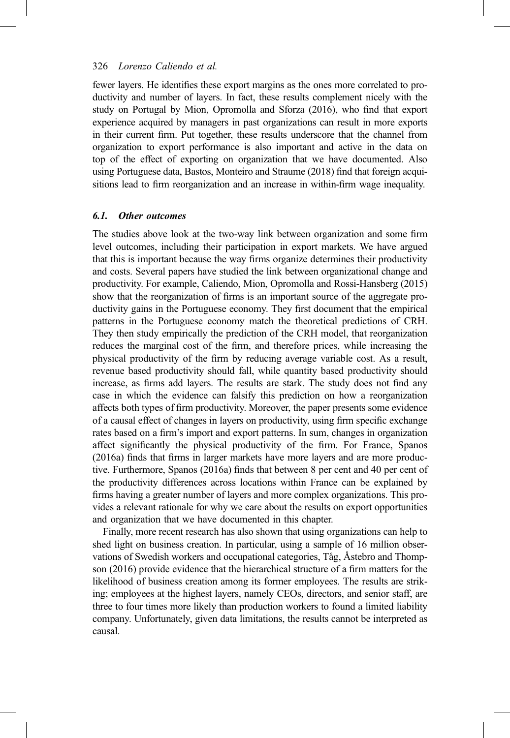fewer layers. He identifies these export margins as the ones more correlated to productivity and number of layers. In fact, these results complement nicely with the study on Portugal by Mion, Opromolla and Sforza (2016), who find that export experience acquired by managers in past organizations can result in more exports in their current firm. Put together, these results underscore that the channel from organization to export performance is also important and active in the data on top of the effect of exporting on organization that we have documented. Also using Portuguese data, Bastos, Monteiro and Straume (2018) find that foreign acquisitions lead to firm reorganization and an increase in within-firm wage inequality.

### *6.1. Other outcomes*

The studies above look at the two-way link between organization and some firm level outcomes, including their participation in export markets. We have argued that this is important because the way firms organize determines their productivity and costs. Several papers have studied the link between organizational change and productivity. For example, Caliendo, Mion, Opromolla and Rossi-Hansberg (2015) show that the reorganization of firms is an important source of the aggregate productivity gains in the Portuguese economy. They first document that the empirical patterns in the Portuguese economy match the theoretical predictions of CRH. They then study empirically the prediction of the CRH model, that reorganization reduces the marginal cost of the firm, and therefore prices, while increasing the physical productivity of the firm by reducing average variable cost. As a result, revenue based productivity should fall, while quantity based productivity should increase, as firms add layers. The results are stark. The study does not find any case in which the evidence can falsify this prediction on how a reorganization affects both types of firm productivity. Moreover, the paper presents some evidence of a causal effect of changes in layers on productivity, using firm specific exchange rates based on a firm's import and export patterns. In sum, changes in organization affect significantly the physical productivity of the firm. For France, Spanos (2016a) finds that firms in larger markets have more layers and are more productive. Furthermore, Spanos (2016a) finds that between 8 per cent and 40 per cent of the productivity differences across locations within France can be explained by firms having a greater number of layers and more complex organizations. This provides a relevant rationale for why we care about the results on export opportunities and organization that we have documented in this chapter.

Finally, more recent research has also shown that using organizations can help to shed light on business creation. In particular, using a sample of 16 million observations of Swedish workers and occupational categories, Tåg, Åstebro and Thompson (2016) provide evidence that the hierarchical structure of a firm matters for the likelihood of business creation among its former employees. The results are striking; employees at the highest layers, namely CEOs, directors, and senior staff, are three to four times more likely than production workers to found a limited liability company. Unfortunately, given data limitations, the results cannot be interpreted as causal.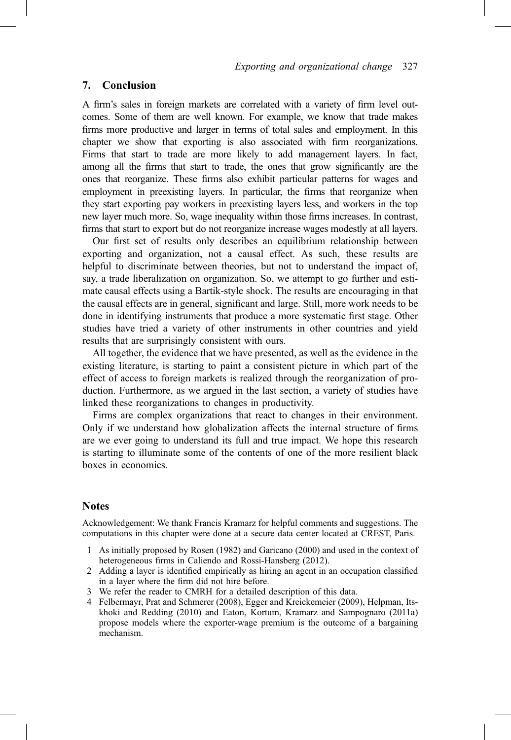## 7. Conclusion

A firm's sales in foreign markets are correlated with a variety of firm level outcomes. Some of them are well known. For example, we know that trade makes firms more productive and larger in terms of total sales and employment. In this chapter we show that exporting is also associated with firm reorganizations. Firms that start to trade are more likely to add management layers. In fact, among all the firms that start to trade, the ones that grow significantly are the ones that reorganize. These firms also exhibit particular patterns for wages and employment in preexisting layers. In particular, the firms that reorganize when they start exporting pay workers in preexisting layers less, and workers in the top new layer much more. So, wage inequality within those firms increases. In contrast, firms that start to export but do not reorganize increase wages modestly at all layers.

Our first set of results only describes an equilibrium relationship between exporting and organization, not a causal effect. As such, these results are helpful to discriminate between theories, but not to understand the impact of, say, a trade liberalization on organization. So, we attempt to go further and estimate causal effects using a Bartik-style shock. The results are encouraging in that the causal effects are in general, significant and large. Still, more work needs to be done in identifying instruments that produce a more systematic first stage. Other studies have tried a variety of other instruments in other countries and yield results that are surprisingly consistent with ours.

All together, the evidence that we have presented, as well as the evidence in the existing literature, is starting to paint a consistent picture in which part of the effect of access to foreign markets is realized through the reorganization of production. Furthermore, as we argued in the last section, a variety of studies have linked these reorganizations to changes in productivity.

Firms are complex organizations that react to changes in their environment. Only if we understand how globalization affects the internal structure of firms are we ever going to understand its full and true impact. We hope this research is starting to illuminate some of the contents of one of the more resilient black boxes in economics.

## Notes

Acknowledgement: We thank Francis Kramarz for helpful comments and suggestions. The computations in this chapter were done at a secure data center located at CREST, Paris.

1. As initially proposed by Rosen (1982) and Garicano (2000) and used in the context of heterogeneous firms in Caliendo and Rossi-Hansberg (2012).
2. Adding a layer is identified empirically as hiring an agent in an occupation classified in a layer where the firm did not hire before.
3. We refer the reader to CMRH for a detailed description of this data.
4. Felbermayr, Prat and Schmerer (2008), Egger and Kreickemeier (2009), Helpman, Itskhoki and Redding (2010) and Eaton, Kortum, Kramarz and Sampognaro (2011a) propose models where the exporter-wage premium is the outcome of a bargaining mechanism.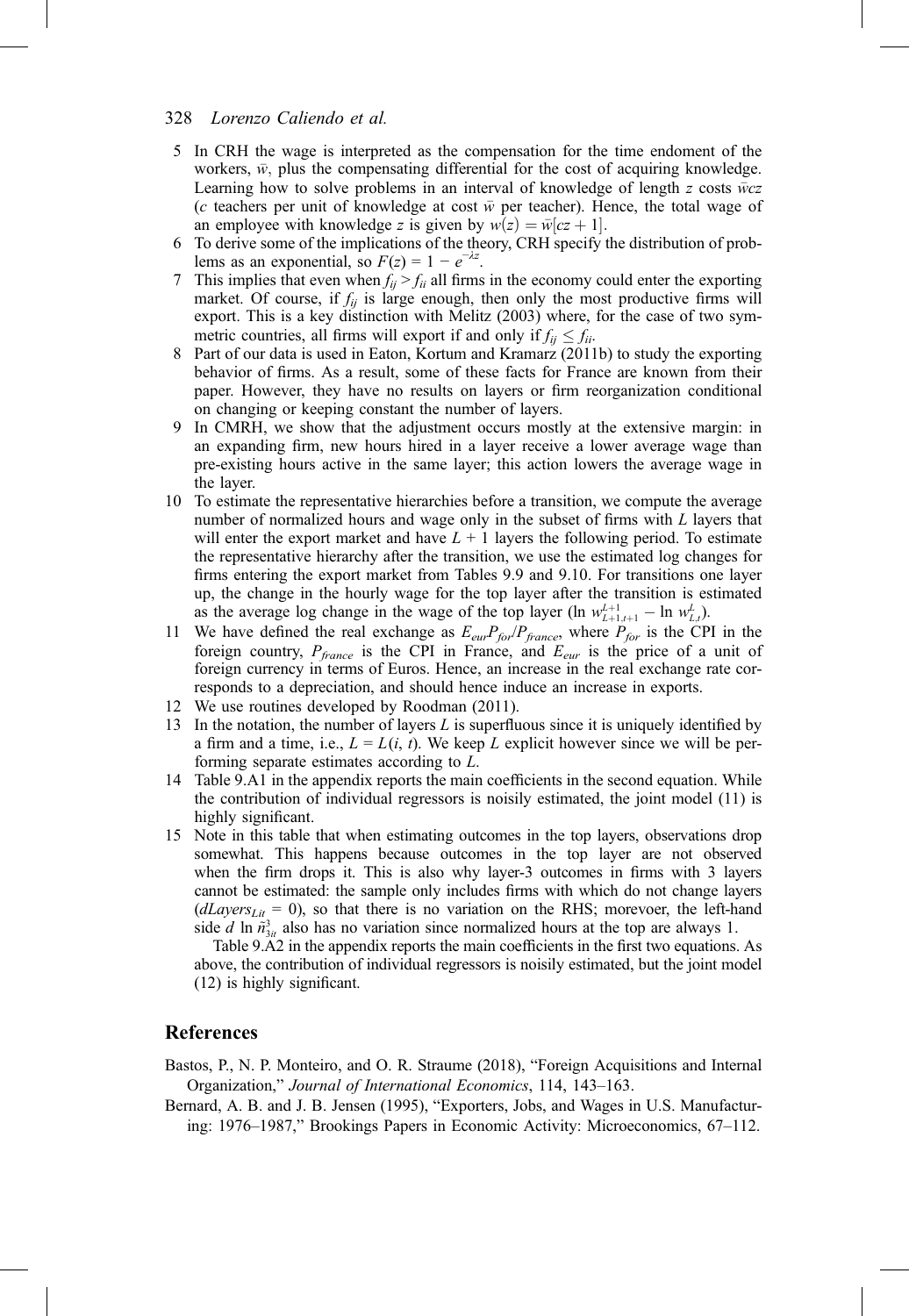5 In CRH the wage is interpreted as the compensation for the time endoment of the workers, $\bar{w}$, plus the compensating differential for the cost of acquiring knowledge. Learning how to solve problems in an interval of knowledge of length $z$ costs $\bar{w}cz$ ($c$ teachers per unit of knowledge at cost $\bar{w}$ per teacher). Hence, the total wage of an employee with knowledge $z$ is given by $w(z) = \bar{w}[cz + 1]$.

6 To derive some of the implications of the theory, CRH specify the distribution of problems as an exponential, so $F(z) = 1 - e^{-\lambda z}$.

7 This implies that even when $f_{ij} > f_{ii}$ all firms in the economy could enter the exporting market. Of course, if $f_{ij}$ is large enough, then only the most productive firms will export. This is a key distinction with Melitz (2003) where, for the case of two symmetric countries, all firms will export if and only if $f_{ij} \leq f_{ii}$.

8 Part of our data is used in Eaton, Kortum and Kramarz (2011b) to study the exporting behavior of firms. As a result, some of these facts for France are known from their paper. However, they have no results on layers or firm reorganization conditional on changing or keeping constant the number of layers.

9 In CMRH, we show that the adjustment occurs mostly at the extensive margin: in an expanding firm, new hours hired in a layer receive a lower average wage than pre-existing hours active in the same layer; this action lowers the average wage in the layer.

10 To estimate the representative hierarchies before a transition, we compute the average number of normalized hours and wage only in the subset of firms with $L$ layers that will enter the export market and have $L + 1$ layers the following period. To estimate the representative hierarchy after the transition, we use the estimated log changes for firms entering the export market from Tables 9.9 and 9.10. For transitions one layer up, the change in the hourly wage for the top layer after the transition is estimated as the average log change in the wage of the top layer ($\ln w^{L+1}_{L+1,t+1} - \ln w^{L}_{L,t}$).

11 We have defined the real exchange as $E_{eur}P_{for}/P_{france}$, where $P_{for}$ is the CPI in the foreign country, $P_{france}$ is the CPI in France, and $E_{eur}$ is the price of a unit of foreign currency in terms of Euros. Hence, an increase in the real exchange rate corresponds to a depreciation, and should hence induce an increase in exports.

12 We use routines developed by Roodman (2011).

13 In the notation, the number of layers $L$ is superfluous since it is uniquely identified by a firm and a time, i.e., $L = L(i, t)$. We keep $L$ explicit however since we will be performing separate estimates according to $L$.

14 Table 9.A1 in the appendix reports the main coefficients in the second equation. While the contribution of individual regressors is noisily estimated, the joint model (11) is highly significant.

15 Note in this table that when estimating outcomes in the top layers, observations drop somewhat. This happens because outcomes in the top layer are not observed when the firm drops it. This is also why layer-3 outcomes in firms with 3 layers cannot be estimated: the sample only includes firms with which do not change layers ($dLayers_{Lit} = 0$), so that there is no variation on the RHS; morevoer, the left-hand side $d \ln \tilde{n}^{3}_{3it}$ also has no variation since normalized hours at the top are always 1.

Table 9.A2 in the appendix reports the main coefficients in the first two equations. As above, the contribution of individual regressors is noisily estimated, but the joint model (12) is highly significant.

## References

Bastos, P., N. P. Monteiro, and O. R. Straume (2018), "Foreign Acquisitions and Internal Organization," *Journal of International Economics*, 114, 143–163.

Bernard, A. B. and J. B. Jensen (1995), "Exporters, Jobs, and Wages in U.S. Manufacturing: 1976–1987," Brookings Papers in Economic Activity: Microeconomics, 67–112.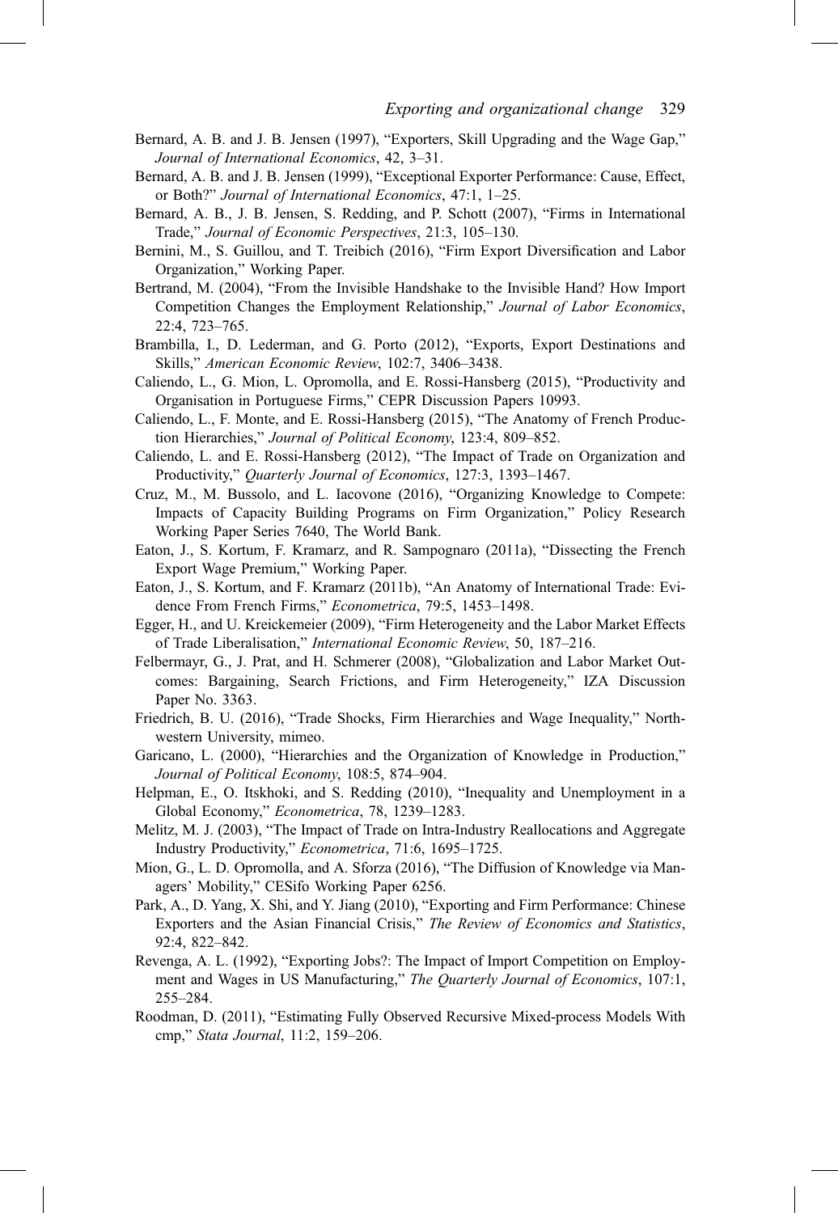Bernard, A. B. and J. B. Jensen (1997), "Exporters, Skill Upgrading and the Wage Gap," *Journal of International Economics*, 42, 3–31.

Bernard, A. B. and J. B. Jensen (1999), "Exceptional Exporter Performance: Cause, Effect, or Both?" *Journal of International Economics*, 47:1, 1–25.

Bernard, A. B., J. B. Jensen, S. Redding, and P. Schott (2007), "Firms in International Trade," *Journal of Economic Perspectives*, 21:3, 105–130.

Bernini, M., S. Guillou, and T. Treibich (2016), "Firm Export Diversification and Labor Organization," Working Paper.

Bertrand, M. (2004), "From the Invisible Handshake to the Invisible Hand? How Import Competition Changes the Employment Relationship," *Journal of Labor Economics*, 22:4, 723–765.

Brambilla, I., D. Lederman, and G. Porto (2012), "Exports, Export Destinations and Skills," *American Economic Review*, 102:7, 3406–3438.

Caliendo, L., G. Mion, L. Opromolla, and E. Rossi-Hansberg (2015), "Productivity and Organisation in Portuguese Firms," CEPR Discussion Papers 10993.

Caliendo, L., F. Monte, and E. Rossi-Hansberg (2015), "The Anatomy of French Production Hierarchies," *Journal of Political Economy*, 123:4, 809–852.

Caliendo, L. and E. Rossi-Hansberg (2012), "The Impact of Trade on Organization and Productivity," *Quarterly Journal of Economics*, 127:3, 1393–1467.

Cruz, M., M. Bussolo, and L. Iacovone (2016), "Organizing Knowledge to Compete: Impacts of Capacity Building Programs on Firm Organization," Policy Research Working Paper Series 7640, The World Bank.

Eaton, J., S. Kortum, F. Kramarz, and R. Sampognaro (2011a), "Dissecting the French Export Wage Premium," Working Paper.

Eaton, J., S. Kortum, and F. Kramarz (2011b), "An Anatomy of International Trade: Evidence From French Firms," *Econometrica*, 79:5, 1453–1498.

Egger, H., and U. Kreickemeier (2009), "Firm Heterogeneity and the Labor Market Effects of Trade Liberalisation," *International Economic Review*, 50, 187–216.

Felbermayr, G., J. Prat, and H. Schmerer (2008), "Globalization and Labor Market Outcomes: Bargaining, Search Frictions, and Firm Heterogeneity," IZA Discussion Paper No. 3363.

Friedrich, B. U. (2016), "Trade Shocks, Firm Hierarchies and Wage Inequality," Northwestern University, mimeo.

Garicano, L. (2000), "Hierarchies and the Organization of Knowledge in Production," *Journal of Political Economy*, 108:5, 874–904.

Helpman, E., O. Itskhoki, and S. Redding (2010), "Inequality and Unemployment in a Global Economy," *Econometrica*, 78, 1239–1283.

Melitz, M. J. (2003), "The Impact of Trade on Intra-Industry Reallocations and Aggregate Industry Productivity," *Econometrica*, 71:6, 1695–1725.

Mion, G., L. D. Opromolla, and A. Sforza (2016), "The Diffusion of Knowledge via Managers' Mobility," CESifo Working Paper 6256.

Park, A., D. Yang, X. Shi, and Y. Jiang (2010), "Exporting and Firm Performance: Chinese Exporters and the Asian Financial Crisis," *The Review of Economics and Statistics*, 92:4, 822–842.

Revenga, A. L. (1992), "Exporting Jobs?: The Impact of Import Competition on Employment and Wages in US Manufacturing," *The Quarterly Journal of Economics*, 107:1, 255–284.

Roodman, D. (2011), "Estimating Fully Observed Recursive Mixed-process Models With cmp," *Stata Journal*, 11:2, 159–206.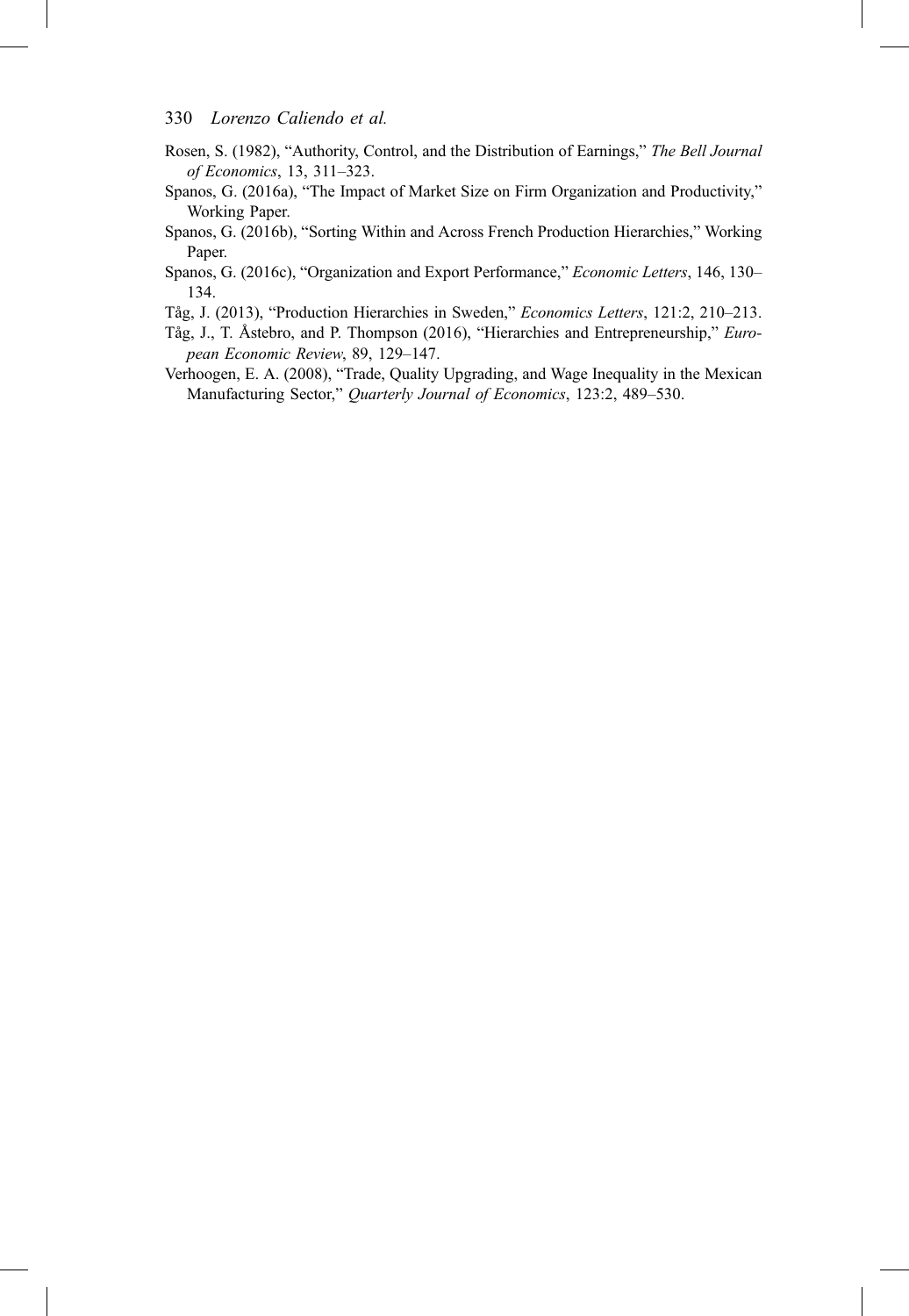Rosen, S. (1982), "Authority, Control, and the Distribution of Earnings," *The Bell Journal of Economics*, 13, 311–323.

Spanos, G. (2016a), "The Impact of Market Size on Firm Organization and Productivity," Working Paper.

Spanos, G. (2016b), "Sorting Within and Across French Production Hierarchies," Working Paper.

Spanos, G. (2016c), "Organization and Export Performance," *Economic Letters*, 146, 130–134.

Tåg, J. (2013), "Production Hierarchies in Sweden," *Economics Letters*, 121:2, 210–213.

Tåg, J., T. Åstebro, and P. Thompson (2016), "Hierarchies and Entrepreneurship," *European Economic Review*, 89, 129–147.

Verhoogen, E. A. (2008), "Trade, Quality Upgrading, and Wage Inequality in the Mexican Manufacturing Sector," *Quarterly Journal of Economics*, 123:2, 489–530.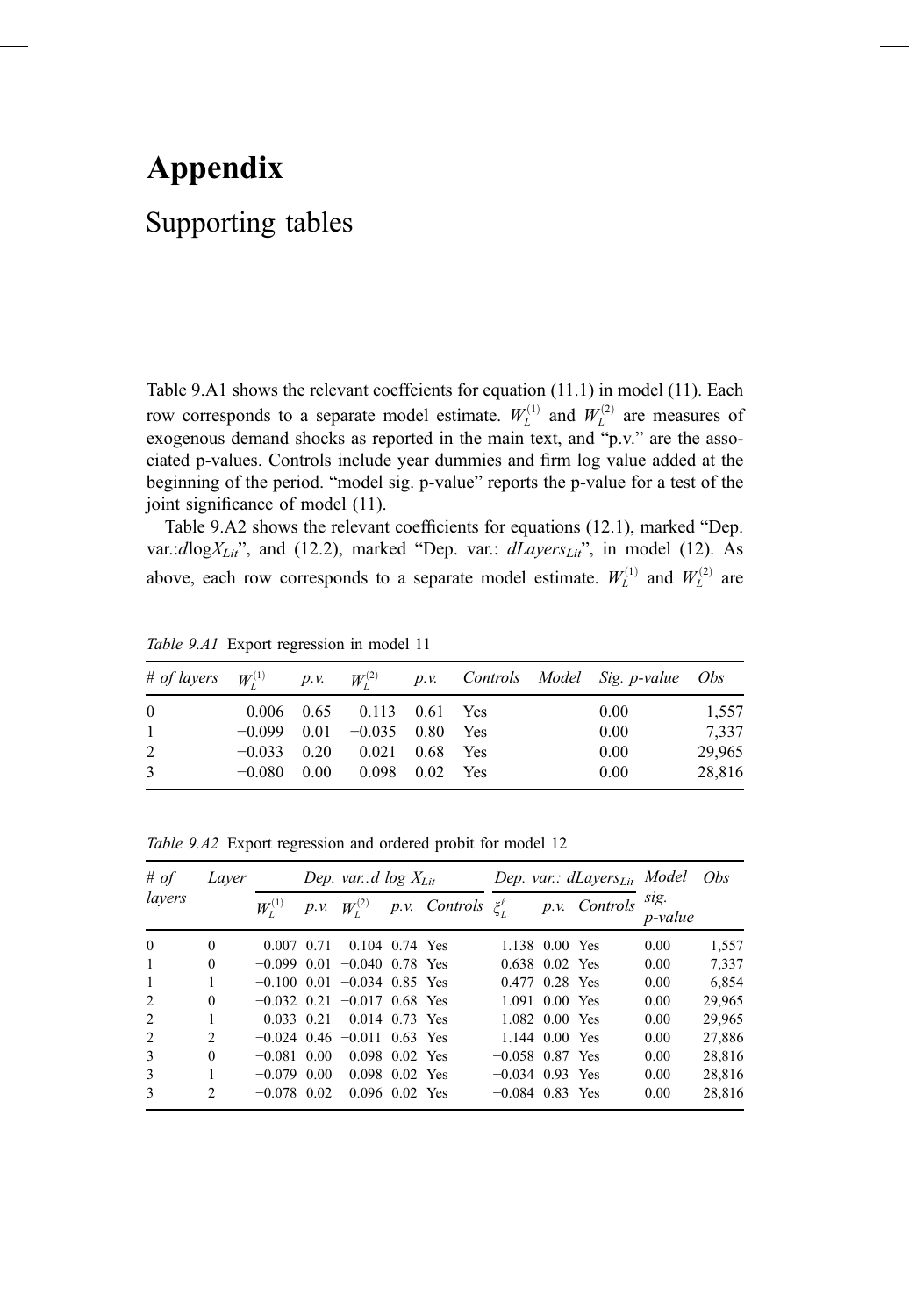# Appendix

## Supporting tables

Table 9.A1 shows the relevant coeffcients for equation (11.1) in model (11). Each row corresponds to a separate model estimate. $W_L^{(1)}$ and $W_L^{(2)}$ are measures of exogenous demand shocks as reported in the main text, and "p.v." are the associated p-values. Controls include year dummies and firm log value added at the beginning of the period. "model sig. p-value" reports the p-value for a test of the joint significance of model (11).

Table 9.A2 shows the relevant coefficients for equations (12.1), marked "Dep. var.:$d\log X_{Lit}$", and (12.2), marked "Dep. var.: $dLayers_{Lit}$", in model (12). As above, each row corresponds to a separate model estimate. $W_L^{(1)}$ and $W_L^{(2)}$ are

*Table 9.A1* Export regression in model 11

| *# of layers* | $W_L^{(1)}$ | *p.v.* | $W_L^{(2)}$ | *p.v.* | *Controls* | *Model Sig. p-value* | *Obs* |
|---|---|---|---|---|---|---|---|
| 0 | 0.006 | 0.65 | 0.113 | 0.61 | Yes | 0.00 | 1,557 |
| 1 | −0.099 | 0.01 | −0.035 | 0.80 | Yes | 0.00 | 7,337 |
| 2 | −0.033 | 0.20 | 0.021 | 0.68 | Yes | 0.00 | 29,965 |
| 3 | −0.080 | 0.00 | 0.098 | 0.02 | Yes | 0.00 | 28,816 |

*Table 9.A2* Export regression and ordered probit for model 12

| *# of layers* | *Layer* | *Dep. var.:d log $X_{Lit}$* | | | | | *Dep. var.: $dLayers_{Lit}$* | | | *Model sig. p-value* | *Obs* |
|---|---|---|---|---|---|---|---|---|---|---|---|
| | | $W_L^{(1)}$ | *p.v.* | $W_L^{(2)}$ | *p.v.* | *Controls* | $\xi_L^{\ell}$ | *p.v.* | *Controls* | | |
| 0 | 0 | 0.007 | 0.71 | 0.104 | 0.74 | Yes | 1.138 | 0.00 | Yes | 0.00 | 1,557 |
| 1 | 0 | −0.099 | 0.01 | −0.040 | 0.78 | Yes | 0.638 | 0.02 | Yes | 0.00 | 7,337 |
| 1 | 1 | −0.100 | 0.01 | −0.034 | 0.85 | Yes | 0.477 | 0.28 | Yes | 0.00 | 6,854 |
| 2 | 0 | −0.032 | 0.21 | −0.017 | 0.68 | Yes | 1.091 | 0.00 | Yes | 0.00 | 29,965 |
| 2 | 1 | −0.033 | 0.21 | 0.014 | 0.73 | Yes | 1.082 | 0.00 | Yes | 0.00 | 29,965 |
| 2 | 2 | −0.024 | 0.46 | −0.011 | 0.63 | Yes | 1.144 | 0.00 | Yes | 0.00 | 27,886 |
| 3 | 0 | −0.081 | 0.00 | 0.098 | 0.02 | Yes | −0.058 | 0.87 | Yes | 0.00 | 28,816 |
| 3 | 1 | −0.079 | 0.00 | 0.098 | 0.02 | Yes | −0.034 | 0.93 | Yes | 0.00 | 28,816 |
| 3 | 2 | −0.078 | 0.02 | 0.096 | 0.02 | Yes | −0.084 | 0.83 | Yes | 0.00 | 28,816 |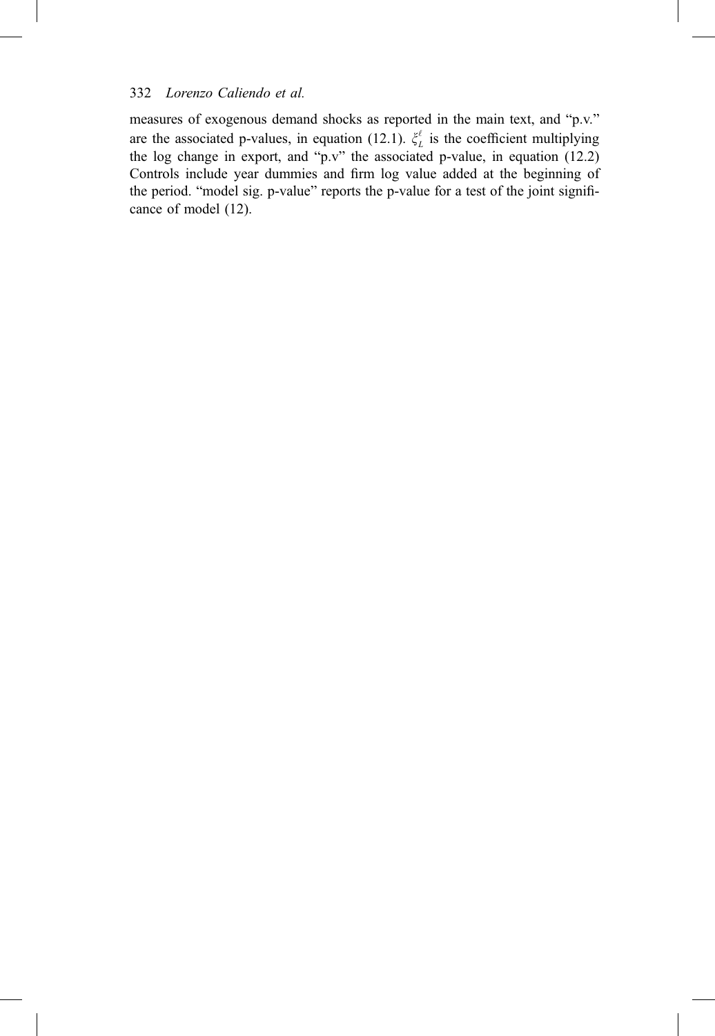measures of exogenous demand shocks as reported in the main text, and "p.v." are the associated p-values, in equation (12.1). $\xi_L^\ell$ is the coefficient multiplying the log change in export, and "p.v" the associated p-value, in equation (12.2) Controls include year dummies and firm log value added at the beginning of the period. "model sig. p-value" reports the p-value for a test of the joint significance of model (12).